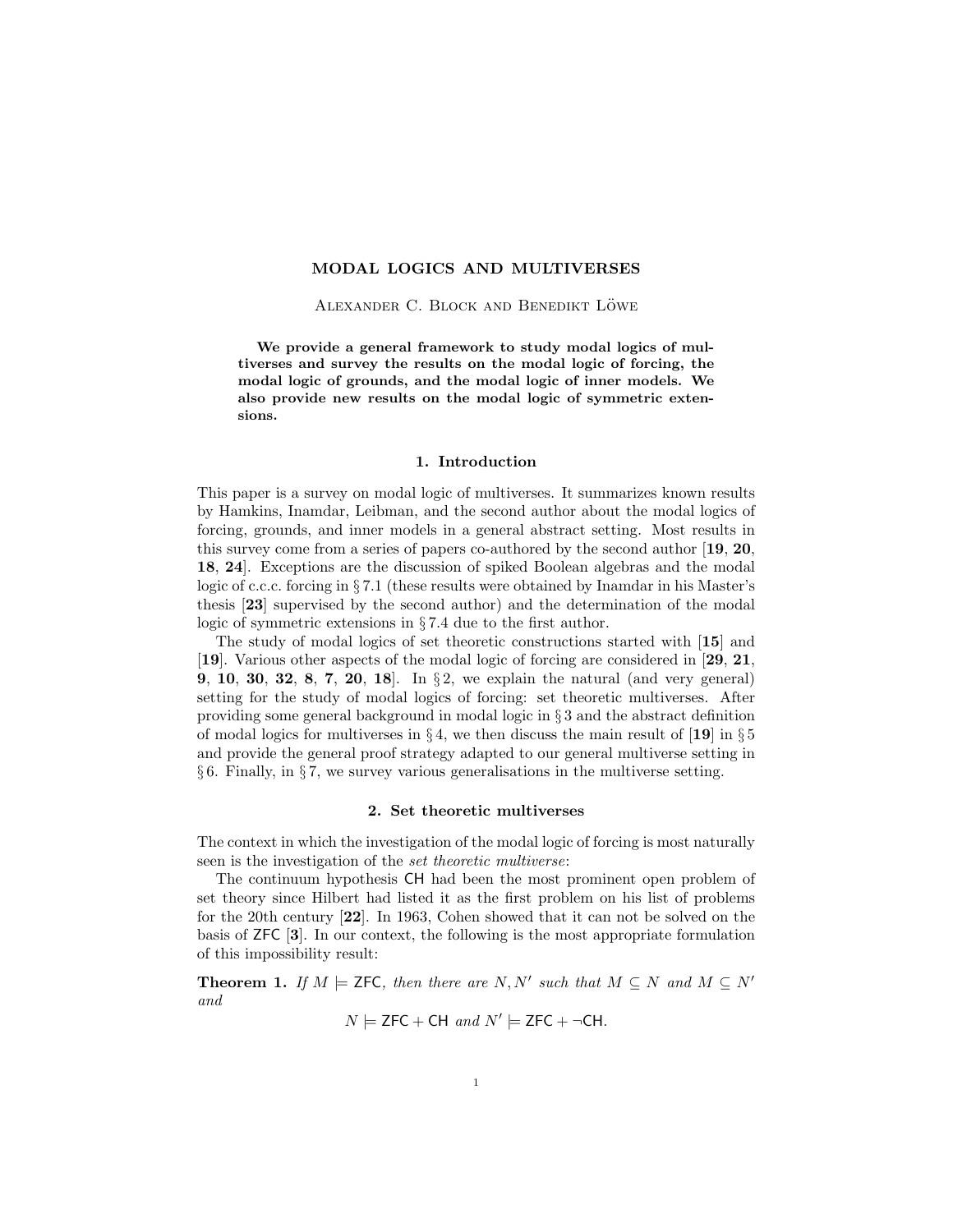# MODAL LOGICS AND MULTIVERSES

Alexander C. Block and Benedikt Löwe

**We provide a general framework to study modal logics of multiverses and survey the results on the modal logic of forcing, the modal logic of grounds, and the modal logic of inner models. We also provide new results on the modal logic of symmetric extensions.**

## 1. Introduction

This paper is a survey on modal logic of multiverses. It summarizes known results by Hamkins, Inamdar, Leibman, and the second author about the modal logics of forcing, grounds, and inner models in a general abstract setting. Most results in this survey come from a series of papers co-authored by the second author [**19**, **20**, **18**, **24**]. Exceptions are the discussion of spiked Boolean algebras and the modal logic of c.c.c. forcing in § 7.1 (these results were obtained by Inamdar in his Master's thesis [**23**] supervised by the second author) and the determination of the modal logic of symmetric extensions in § 7.4 due to the first author.

The study of modal logics of set theoretic constructions started with [**15**] and [**19**]. Various other aspects of the modal logic of forcing are considered in [**29**, **21**, **9**, **10**, **30**, **32**, **8**, **7**, **20**, **18**]. In § 2, we explain the natural (and very general) setting for the study of modal logics of forcing: set theoretic multiverses. After providing some general background in modal logic in § 3 and the abstract definition of modal logics for multiverses in § 4, we then discuss the main result of [**19**] in § 5 and provide the general proof strategy adapted to our general multiverse setting in § 6. Finally, in § 7, we survey various generalisations in the multiverse setting.

## 2. Set theoretic multiverses

The context in which the investigation of the modal logic of forcing is most naturally seen is the investigation of the *set theoretic multiverse*:

The continuum hypothesis CH had been the most prominent open problem of set theory since Hilbert had listed it as the first problem on his list of problems for the 20th century [**22**]. In 1963, Cohen showed that it can not be solved on the basis of ZFC [**3**]. In our context, the following is the most appropriate formulation of this impossibility result:

**Theorem 1.** *If $M \models \mathsf{ZFC}$, then there are $N, N'$ such that $M \subseteq N$ and $M \subseteq N'$ and*

$$N \models \mathsf{ZFC} + \mathsf{CH} \text{ and } N' \models \mathsf{ZFC} + \neg\mathsf{CH}.$$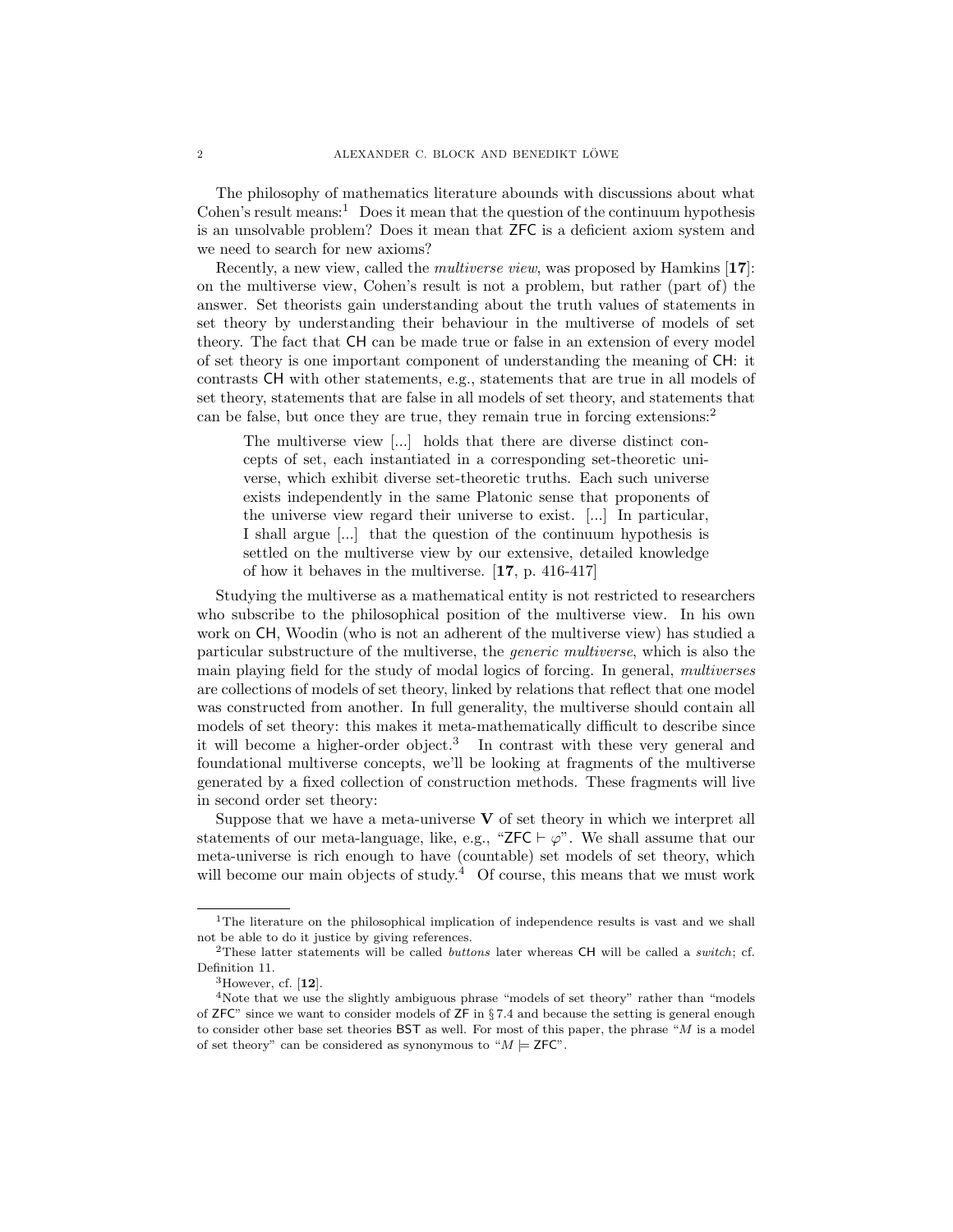The philosophy of mathematics literature abounds with discussions about what Cohen's result means:[1] Does it mean that the question of the continuum hypothesis is an unsolvable problem? Does it mean that ZFC is a deficient axiom system and we need to search for new axioms?

Recently, a new view, called the *multiverse view*, was proposed by Hamkins [**17**]: on the multiverse view, Cohen's result is not a problem, but rather (part of) the answer. Set theorists gain understanding about the truth values of statements in set theory by understanding their behaviour in the multiverse of models of set theory. The fact that CH can be made true or false in an extension of every model of set theory is one important component of understanding the meaning of CH: it contrasts CH with other statements, e.g., statements that are true in all models of set theory, statements that are false in all models of set theory, and statements that can be false, but once they are true, they remain true in forcing extensions:[2]

> The multiverse view [...] holds that there are diverse distinct concepts of set, each instantiated in a corresponding set-theoretic universe, which exhibit diverse set-theoretic truths. Each such universe exists independently in the same Platonic sense that proponents of the universe view regard their universe to exist. [...] In particular, I shall argue [...] that the question of the continuum hypothesis is settled on the multiverse view by our extensive, detailed knowledge of how it behaves in the multiverse. [**17**, p. 416-417]

Studying the multiverse as a mathematical entity is not restricted to researchers who subscribe to the philosophical position of the multiverse view. In his own work on CH, Woodin (who is not an adherent of the multiverse view) has studied a particular substructure of the multiverse, the *generic multiverse*, which is also the main playing field for the study of modal logics of forcing. In general, *multiverses* are collections of models of set theory, linked by relations that reflect that one model was constructed from another. In full generality, the multiverse should contain all models of set theory: this makes it meta-mathematically difficult to describe since it will become a higher-order object.[3] In contrast with these very general and foundational multiverse concepts, we'll be looking at fragments of the multiverse generated by a fixed collection of construction methods. These fragments will live in second order set theory:

Suppose that we have a meta-universe $\mathbf{V}$ of set theory in which we interpret all statements of our meta-language, like, e.g., "$\mathsf{ZFC} \vdash \varphi$". We shall assume that our meta-universe is rich enough to have (countable) set models of set theory, which will become our main objects of study.[4] Of course, this means that we must work

---

[1] The literature on the philosophical implication of independence results is vast and we shall not be able to do it justice by giving references.

[2] These latter statements will be called *buttons* later whereas CH will be called a *switch*; cf. Definition 11.

[3] However, cf. [**12**].

[4] Note that we use the slightly ambiguous phrase "models of set theory" rather than "models of ZFC" since we want to consider models of ZF in § 7.4 and because the setting is general enough to consider other base set theories BST as well. For most of this paper, the phrase "$M$ is a model of set theory" can be considered as synonymous to "$M \models \mathsf{ZFC}$".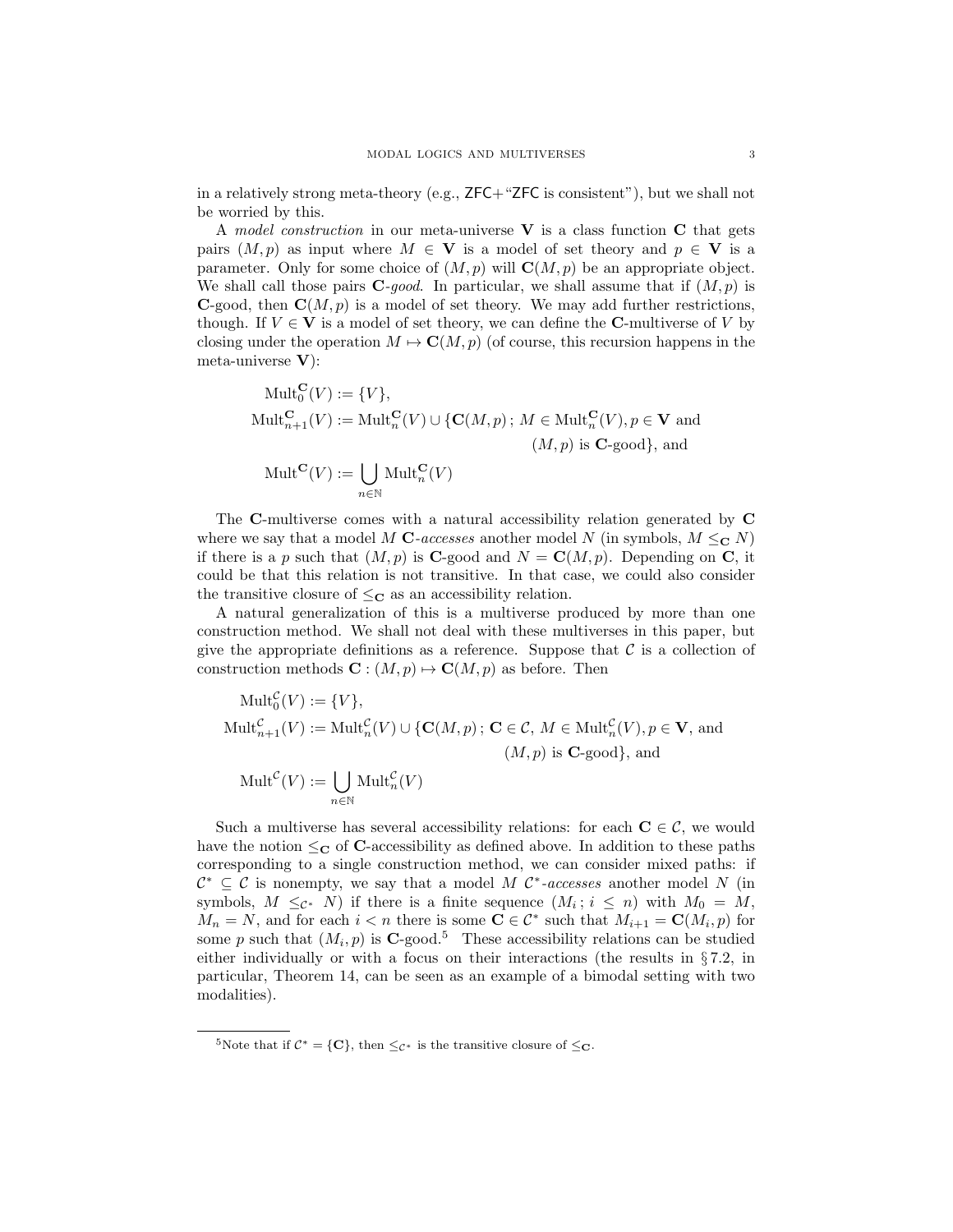in a relatively strong meta-theory (e.g., ZFC+"ZFC is consistent"), but we shall not be worried by this.

A *model construction* in our meta-universe $\mathbf{V}$ is a class function $\mathbf{C}$ that gets pairs $(M,p)$ as input where $M \in \mathbf{V}$ is a model of set theory and $p \in \mathbf{V}$ is a parameter. Only for some choice of $(M,p)$ will $\mathbf{C}(M,p)$ be an appropriate object. We shall call those pairs $\mathbf{C}$-*good*. In particular, we shall assume that if $(M,p)$ is $\mathbf{C}$-good, then $\mathbf{C}(M,p)$ is a model of set theory. We may add further restrictions, though. If $V \in \mathbf{V}$ is a model of set theory, we can define the $\mathbf{C}$-multiverse of $V$ by closing under the operation $M \mapsto \mathbf{C}(M,p)$ (of course, this recursion happens in the meta-universe $\mathbf{V}$):

$$
\begin{aligned}
\mathrm{Mult}_0^{\mathbf{C}}(V) &:= \{V\},\\
\mathrm{Mult}_{n+1}^{\mathbf{C}}(V) &:= \mathrm{Mult}_n^{\mathbf{C}}(V) \cup \{\mathbf{C}(M,p)\,;\, M \in \mathrm{Mult}_n^{\mathbf{C}}(V), p \in \mathbf{V} \text{ and}\\
&\qquad\qquad\qquad\qquad (M,p) \text{ is } \mathbf{C}\text{-good}\}, \text{ and}\\
\mathrm{Mult}^{\mathbf{C}}(V) &:= \bigcup_{n\in\mathbb{N}} \mathrm{Mult}_n^{\mathbf{C}}(V)
\end{aligned}
$$

The $\mathbf{C}$-multiverse comes with a natural accessibility relation generated by $\mathbf{C}$ where we say that a model $M$ $\mathbf{C}$-*accesses* another model $N$ (in symbols, $M \leq_{\mathbf{C}} N$) if there is a $p$ such that $(M,p)$ is $\mathbf{C}$-good and $N = \mathbf{C}(M,p)$. Depending on $\mathbf{C}$, it could be that this relation is not transitive. In that case, we could also consider the transitive closure of $\leq_{\mathbf{C}}$ as an accessibility relation.

A natural generalization of this is a multiverse produced by more than one construction method. We shall not deal with these multiverses in this paper, but give the appropriate definitions as a reference. Suppose that $\mathcal{C}$ is a collection of construction methods $\mathbf{C} : (M,p) \mapsto \mathbf{C}(M,p)$ as before. Then

$$
\begin{aligned}
\mathrm{Mult}_0^{\mathcal{C}}(V) &:= \{V\},\\
\mathrm{Mult}_{n+1}^{\mathcal{C}}(V) &:= \mathrm{Mult}_n^{\mathcal{C}}(V) \cup \{\mathbf{C}(M,p)\,;\, \mathbf{C} \in \mathcal{C},\ M \in \mathrm{Mult}_n^{\mathcal{C}}(V), p \in \mathbf{V}, \text{ and}\\
&\qquad\qquad\qquad\qquad (M,p) \text{ is } \mathbf{C}\text{-good}\}, \text{ and}\\
\mathrm{Mult}^{\mathcal{C}}(V) &:= \bigcup_{n\in\mathbb{N}} \mathrm{Mult}_n^{\mathcal{C}}(V)
\end{aligned}
$$

Such a multiverse has several accessibility relations: for each $\mathbf{C} \in \mathcal{C}$, we would have the notion $\leq_{\mathbf{C}}$ of $\mathbf{C}$-accessibility as defined above. In addition to these paths corresponding to a single construction method, we can consider mixed paths: if $\mathcal{C}^* \subseteq \mathcal{C}$ is nonempty, we say that a model $M$ $\mathcal{C}^*$-*accesses* another model $N$ (in symbols, $M \leq_{\mathcal{C}^*} N$) if there is a finite sequence $(M_i\,;\, i \leq n)$ with $M_0 = M$, $M_n = N$, and for each $i < n$ there is some $\mathbf{C} \in \mathcal{C}^*$ such that $M_{i+1} = \mathbf{C}(M_i,p)$ for some $p$ such that $(M_i,p)$ is $\mathbf{C}$-good.[5] These accessibility relations can be studied either individually or with a focus on their interactions (the results in § 7.2, in particular, Theorem 14, can be seen as an example of a bimodal setting with two modalities).

[5]Note that if $\mathcal{C}^* = \{\mathbf{C}\}$, then $\leq_{\mathcal{C}^*}$ is the transitive closure of $\leq_{\mathbf{C}}$.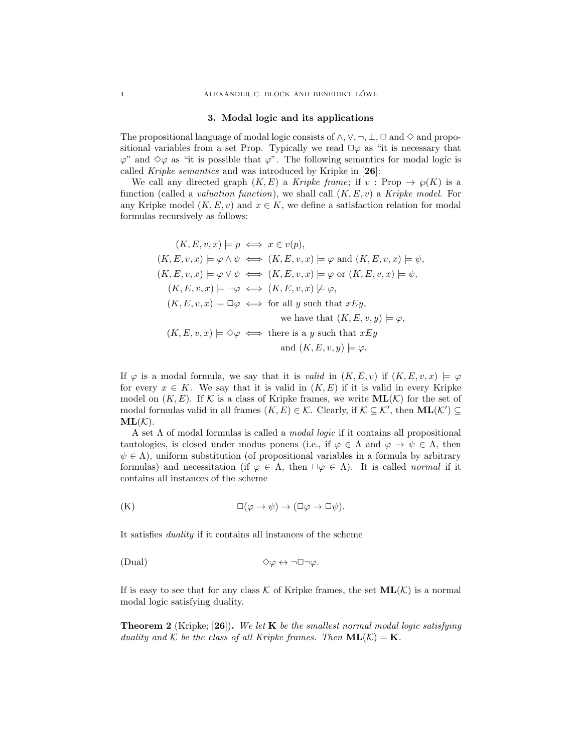## 3. Modal logic and its applications

The propositional language of modal logic consists of $\wedge, \vee, \neg, \perp, \Box$ and $\Diamond$ and propositional variables from a set Prop. Typically we read $\Box\varphi$ as "it is necessary that $\varphi$" and $\Diamond\varphi$ as "it is possible that $\varphi$". The following semantics for modal logic is called *Kripke semantics* and was introduced by Kripke in [**26**]:

We call any directed graph $(K, E)$ a *Kripke frame*; if $v : \text{Prop} \to \wp(K)$ is a function (called a *valuation function*), we shall call $(K, E, v)$ a *Kripke model*. For any Kripke model $(K, E, v)$ and $x \in K$, we define a satisfaction relation for modal formulas recursively as follows:

$$
\begin{aligned}
(K, E, v, x) \models p &\iff x \in v(p), \\
(K, E, v, x) \models \varphi \wedge \psi &\iff (K, E, v, x) \models \varphi \text{ and } (K, E, v, x) \models \psi, \\
(K, E, v, x) \models \varphi \vee \psi &\iff (K, E, v, x) \models \varphi \text{ or } (K, E, v, x) \models \psi, \\
(K, E, v, x) \models \neg\varphi &\iff (K, E, v, x) \not\models \varphi, \\
(K, E, v, x) \models \Box\varphi &\iff \text{for all } y \text{ such that } xEy, \\
&\qquad\quad \text{we have that } (K, E, v, y) \models \varphi, \\
(K, E, v, x) \models \Diamond\varphi &\iff \text{there is a } y \text{ such that } xEy \\
&\qquad\quad \text{and } (K, E, v, y) \models \varphi.
\end{aligned}
$$

If $\varphi$ is a modal formula, we say that it is *valid* in $(K, E, v)$ if $(K, E, v, x) \models \varphi$ for every $x \in K$. We say that it is valid in $(K, E)$ if it is valid in every Kripke model on $(K, E)$. If $\mathcal{K}$ is a class of Kripke frames, we write $\mathbf{ML}(\mathcal{K})$ for the set of modal formulas valid in all frames $(K, E) \in \mathcal{K}$. Clearly, if $\mathcal{K} \subseteq \mathcal{K}'$, then $\mathbf{ML}(\mathcal{K}') \subseteq \mathbf{ML}(\mathcal{K})$.

A set $\Lambda$ of modal formulas is called a *modal logic* if it contains all propositional tautologies, is closed under modus ponens (i.e., if $\varphi \in \Lambda$ and $\varphi \to \psi \in \Lambda$, then $\psi \in \Lambda$), uniform substitution (of propositional variables in a formula by arbitrary formulas) and necessitation (if $\varphi \in \Lambda$, then $\Box\varphi \in \Lambda$). It is called *normal* if it contains all instances of the scheme

$$
\text{(K)} \qquad\qquad \Box(\varphi \to \psi) \to (\Box\varphi \to \Box\psi).
$$

It satisfies *duality* if it contains all instances of the scheme

$$
\text{(Dual)} \qquad\qquad \Diamond\varphi \leftrightarrow \neg\Box\neg\varphi.
$$

If is easy to see that for any class $\mathcal{K}$ of Kripke frames, the set $\mathbf{ML}(\mathcal{K})$ is a normal modal logic satisfying duality.

**Theorem 2** (Kripke; [**26**])**.** *We let* $\mathbf{K}$ *be the smallest normal modal logic satisfying duality and* $\mathcal{K}$ *be the class of all Kripke frames. Then* $\mathbf{ML}(\mathcal{K}) = \mathbf{K}$*.*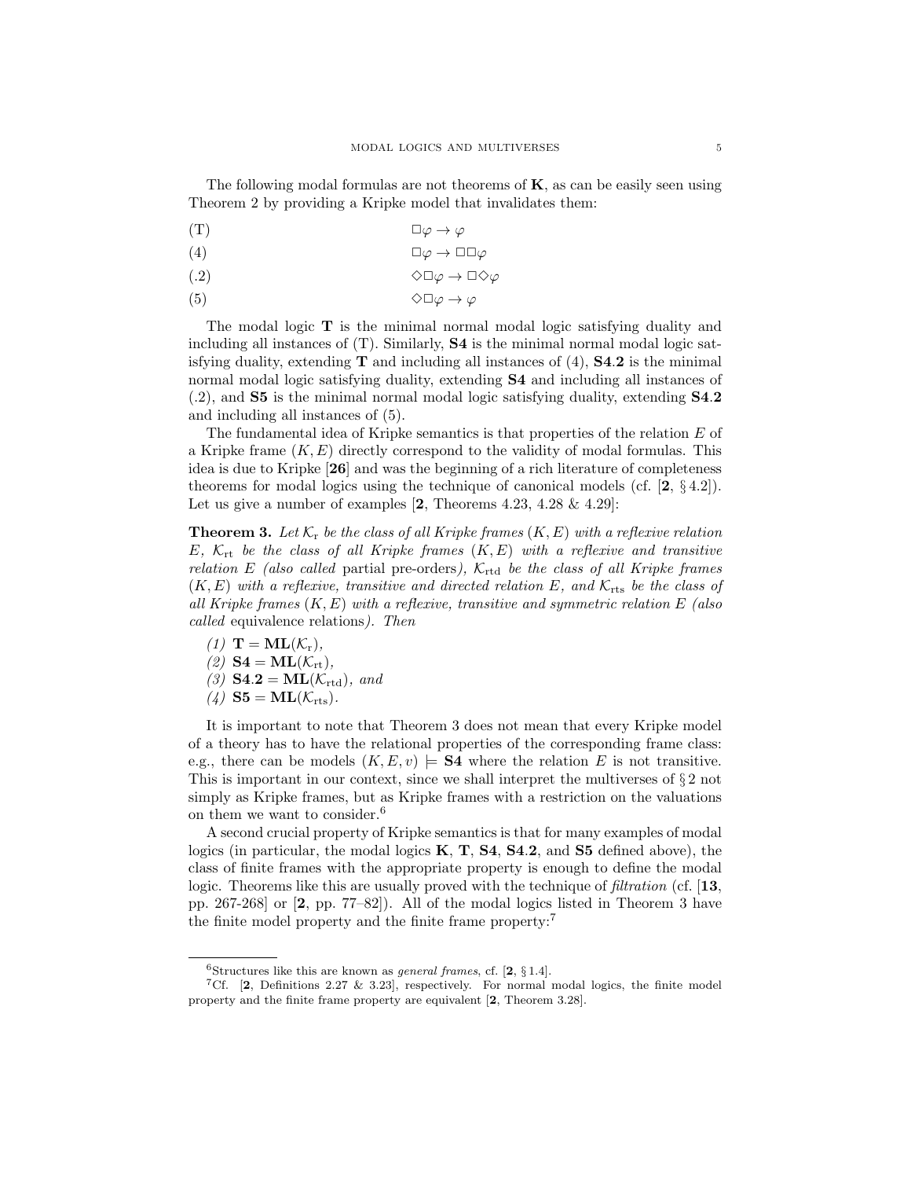The following modal formulas are not theorems of **K**, as can be easily seen using Theorem 2 by providing a Kripke model that invalidates them:

$$\Box\varphi \to \varphi \tag{T}$$

$$\Box\varphi \to \Box\Box\varphi \tag{4}$$

$$\Diamond\Box\varphi \to \Box\Diamond\varphi \tag{.2}$$

$$\Diamond\Box\varphi \to \varphi \tag{5}$$

The modal logic **T** is the minimal normal modal logic satisfying duality and including all instances of (T). Similarly, **S4** is the minimal normal modal logic satisfying duality, extending **T** and including all instances of (4), **S4.2** is the minimal normal modal logic satisfying duality, extending **S4** and including all instances of (.2), and **S5** is the minimal normal modal logic satisfying duality, extending **S4.2** and including all instances of (5).

The fundamental idea of Kripke semantics is that properties of the relation $E$ of a Kripke frame $(K, E)$ directly correspond to the validity of modal formulas. This idea is due to Kripke [**26**] and was the beginning of a rich literature of completeness theorems for modal logics using the technique of canonical models (cf. [**2**, § 4.2]). Let us give a number of examples [**2**, Theorems 4.23, 4.28 & 4.29]:

**Theorem 3.** *Let $\mathcal{K}_{\mathrm{r}}$ be the class of all Kripke frames $(K, E)$ with a reflexive relation $E$, $\mathcal{K}_{\mathrm{rt}}$ be the class of all Kripke frames $(K, E)$ with a reflexive and transitive relation $E$ (also called* partial pre-orders*), $\mathcal{K}_{\mathrm{rtd}}$ be the class of all Kripke frames $(K, E)$ with a reflexive, transitive and directed relation $E$, and $\mathcal{K}_{\mathrm{rts}}$ be the class of all Kripke frames $(K, E)$ with a reflexive, transitive and symmetric relation $E$ (also called* equivalence relations*). Then*

*(1)* $\mathbf{T} = \mathbf{ML}(\mathcal{K}_{\mathrm{r}})$,
*(2)* $\mathbf{S4} = \mathbf{ML}(\mathcal{K}_{\mathrm{rt}})$,
*(3)* $\mathbf{S4.2} = \mathbf{ML}(\mathcal{K}_{\mathrm{rtd}})$, *and*
*(4)* $\mathbf{S5} = \mathbf{ML}(\mathcal{K}_{\mathrm{rts}})$.

It is important to note that Theorem 3 does not mean that every Kripke model of a theory has to have the relational properties of the corresponding frame class: e.g., there can be models $(K, E, v) \models \mathbf{S4}$ where the relation $E$ is not transitive. This is important in our context, since we shall interpret the multiverses of § 2 not simply as Kripke frames, but as Kripke frames with a restriction on the valuations on them we want to consider.[6]

A second crucial property of Kripke semantics is that for many examples of modal logics (in particular, the modal logics **K**, **T**, **S4**, **S4.2**, and **S5** defined above), the class of finite frames with the appropriate property is enough to define the modal logic. Theorems like this are usually proved with the technique of *filtration* (cf. [**13**, pp. 267-268] or [**2**, pp. 77–82]). All of the modal logics listed in Theorem 3 have the finite model property and the finite frame property:[7]

---

[6] Structures like this are known as *general frames*, cf. [**2**, § 1.4].

[7] Cf. [**2**, Definitions 2.27 & 3.23], respectively. For normal modal logics, the finite model property and the finite frame property are equivalent [**2**, Theorem 3.28].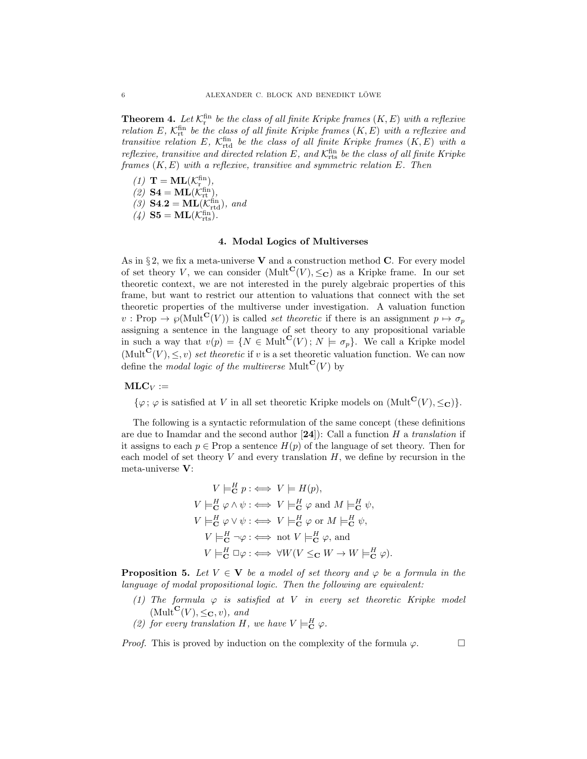**Theorem 4.** *Let $\mathcal{K}_{\mathrm{r}}^{\mathrm{fin}}$ be the class of all finite Kripke frames $(K, E)$ with a reflexive relation $E$, $\mathcal{K}_{\mathrm{rt}}^{\mathrm{fin}}$ be the class of all finite Kripke frames $(K, E)$ with a reflexive and transitive relation $E$, $\mathcal{K}_{\mathrm{rtd}}^{\mathrm{fin}}$ be the class of all finite Kripke frames $(K, E)$ with a reflexive, transitive and directed relation $E$, and $\mathcal{K}_{\mathrm{rts}}^{\mathrm{fin}}$ be the class of all finite Kripke frames $(K, E)$ with a reflexive, transitive and symmetric relation $E$. Then*

*(1)* $\mathbf{T} = \mathbf{ML}(\mathcal{K}_{\mathrm{r}}^{\mathrm{fin}})$,
*(2)* $\mathbf{S4} = \mathbf{ML}(\mathcal{K}_{\mathrm{rt}}^{\mathrm{fin}})$,
*(3)* $\mathbf{S4.2} = \mathbf{ML}(\mathcal{K}_{\mathrm{rtd}}^{\mathrm{fin}})$, *and*
*(4)* $\mathbf{S5} = \mathbf{ML}(\mathcal{K}_{\mathrm{rts}}^{\mathrm{fin}})$.

## 4. Modal Logics of Multiverses

As in § 2, we fix a meta-universe $\mathbf{V}$ and a construction method $\mathbf{C}$. For every model of set theory $V$, we can consider $(\mathrm{Mult}^{\mathbf{C}}(V), \leq_{\mathbf{C}})$ as a Kripke frame. In our set theoretic context, we are not interested in the purely algebraic properties of this frame, but want to restrict our attention to valuations that connect with the set theoretic properties of the multiverse under investigation. A valuation function $v : \mathrm{Prop} \to \wp(\mathrm{Mult}^{\mathbf{C}}(V))$ is called *set theoretic* if there is an assignment $p \mapsto \sigma_p$ assigning a sentence in the language of set theory to any propositional variable in such a way that $v(p) = \{N \in \mathrm{Mult}^{\mathbf{C}}(V)\,;\, N \models \sigma_p\}$. We call a Kripke model $(\mathrm{Mult}^{\mathbf{C}}(V), \leq, v)$ *set theoretic* if $v$ is a set theoretic valuation function. We can now define the *modal logic of the multiverse* $\mathrm{Mult}^{\mathbf{C}}(V)$ by

$$\mathbf{MLC}_V := \{\varphi\,;\, \varphi \text{ is satisfied at } V \text{ in all set theoretic Kripke models on } (\mathrm{Mult}^{\mathbf{C}}(V), \leq_{\mathbf{C}})\}.$$

The following is a syntactic reformulation of the same concept (these definitions are due to Inamdar and the second author [**24**]): Call a function $H$ a *translation* if it assigns to each $p \in \mathrm{Prop}$ a sentence $H(p)$ of the language of set theory. Then for each model of set theory $V$ and every translation $H$, we define by recursion in the meta-universe $\mathbf{V}$:

$$
\begin{aligned}
V \models^H_{\mathbf{C}} p &:\iff V \models H(p),\\
V \models^H_{\mathbf{C}} \varphi \wedge \psi &:\iff V \models^H_{\mathbf{C}} \varphi \text{ and } M \models^H_{\mathbf{C}} \psi,\\
V \models^H_{\mathbf{C}} \varphi \vee \psi &:\iff V \models^H_{\mathbf{C}} \varphi \text{ or } M \models^H_{\mathbf{C}} \psi,\\
V \models^H_{\mathbf{C}} \neg\varphi &:\iff \text{not } V \models^H_{\mathbf{C}} \varphi, \text{ and}\\
V \models^H_{\mathbf{C}} \Box\varphi &:\iff \forall W(V \leq_{\mathbf{C}} W \to W \models^H_{\mathbf{C}} \varphi).
\end{aligned}
$$

**Proposition 5.** *Let $V \in \mathbf{V}$ be a model of set theory and $\varphi$ be a formula in the language of modal propositional logic. Then the following are equivalent:*

*(1) The formula $\varphi$ is satisfied at $V$ in every set theoretic Kripke model $(\mathrm{Mult}^{\mathbf{C}}(V), \leq_{\mathbf{C}}, v)$, and*
*(2) for every translation $H$, we have $V \models^H_{\mathbf{C}} \varphi$.*

*Proof.* This is proved by induction on the complexity of the formula $\varphi$. □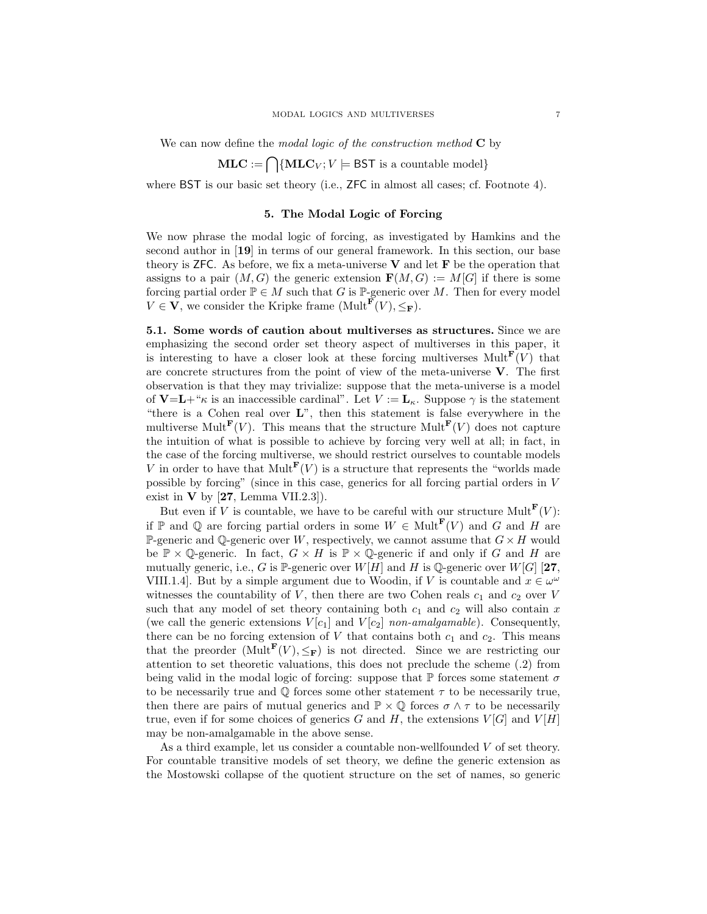We can now define the *modal logic of the construction method* $\mathbf{C}$ by

$$\mathbf{MLC} := \bigcap\{\mathbf{MLC}_V ; V \models \mathsf{BST} \text{ is a countable model}\}$$

where $\mathsf{BST}$ is our basic set theory (i.e., $\mathsf{ZFC}$ in almost all cases; cf. Footnote 4).

## 5. The Modal Logic of Forcing

We now phrase the modal logic of forcing, as investigated by Hamkins and the second author in [**19**] in terms of our general framework. In this section, our base theory is $\mathsf{ZFC}$. As before, we fix a meta-universe $\mathbf{V}$ and let $\mathbf{F}$ be the operation that assigns to a pair $(M, G)$ the generic extension $\mathbf{F}(M, G) := M[G]$ if there is some forcing partial order $\mathbb{P} \in M$ such that $G$ is $\mathbb{P}$-generic over $M$. Then for every model $V \in \mathbf{V}$, we consider the Kripke frame $(\mathrm{Mult}^{\mathbf{F}}(V), \leq_{\mathbf{F}})$.

**5.1. Some words of caution about multiverses as structures.** Since we are emphasizing the second order set theory aspect of multiverses in this paper, it is interesting to have a closer look at these forcing multiverses $\mathrm{Mult}^{\mathbf{F}}(V)$ that are concrete structures from the point of view of the meta-universe $\mathbf{V}$. The first observation is that they may trivialize: suppose that the meta-universe is a model of $\mathbf{V}{=}\mathbf{L}$+"$\kappa$ is an inaccessible cardinal". Let $V := \mathbf{L}_\kappa$. Suppose $\gamma$ is the statement "there is a Cohen real over $\mathbf{L}$", then this statement is false everywhere in the multiverse $\mathrm{Mult}^{\mathbf{F}}(V)$. This means that the structure $\mathrm{Mult}^{\mathbf{F}}(V)$ does not capture the intuition of what is possible to achieve by forcing very well at all; in fact, in the case of the forcing multiverse, we should restrict ourselves to countable models $V$ in order to have that $\mathrm{Mult}^{\mathbf{F}}(V)$ is a structure that represents the "worlds made possible by forcing" (since in this case, generics for all forcing partial orders in $V$ exist in $\mathbf{V}$ by [**27**, Lemma VII.2.3]).

But even if $V$ is countable, we have to be careful with our structure $\mathrm{Mult}^{\mathbf{F}}(V)$: if $\mathbb{P}$ and $\mathbb{Q}$ are forcing partial orders in some $W \in \mathrm{Mult}^{\mathbf{F}}(V)$ and $G$ and $H$ are $\mathbb{P}$-generic and $\mathbb{Q}$-generic over $W$, respectively, we cannot assume that $G \times H$ would be $\mathbb{P} \times \mathbb{Q}$-generic. In fact, $G \times H$ is $\mathbb{P} \times \mathbb{Q}$-generic if and only if $G$ and $H$ are mutually generic, i.e., $G$ is $\mathbb{P}$-generic over $W[H]$ and $H$ is $\mathbb{Q}$-generic over $W[G]$ [**27**, VIII.1.4]. But by a simple argument due to Woodin, if $V$ is countable and $x \in \omega^\omega$ witnesses the countability of $V$, then there are two Cohen reals $c_1$ and $c_2$ over $V$ such that any model of set theory containing both $c_1$ and $c_2$ will also contain $x$ (we call the generic extensions $V[c_1]$ and $V[c_2]$ *non-amalgamable*). Consequently, there can be no forcing extension of $V$ that contains both $c_1$ and $c_2$. This means that the preorder $(\mathrm{Mult}^{\mathbf{F}}(V), \leq_{\mathbf{F}})$ is not directed. Since we are restricting our attention to set theoretic valuations, this does not preclude the scheme (.2) from being valid in the modal logic of forcing: suppose that $\mathbb{P}$ forces some statement $\sigma$ to be necessarily true and $\mathbb{Q}$ forces some other statement $\tau$ to be necessarily true, then there are pairs of mutual generics and $\mathbb{P} \times \mathbb{Q}$ forces $\sigma \wedge \tau$ to be necessarily true, even if for some choices of generics $G$ and $H$, the extensions $V[G]$ and $V[H]$ may be non-amalgamable in the above sense.

As a third example, let us consider a countable non-wellfounded $V$ of set theory. For countable transitive models of set theory, we define the generic extension as the Mostowski collapse of the quotient structure on the set of names, so generic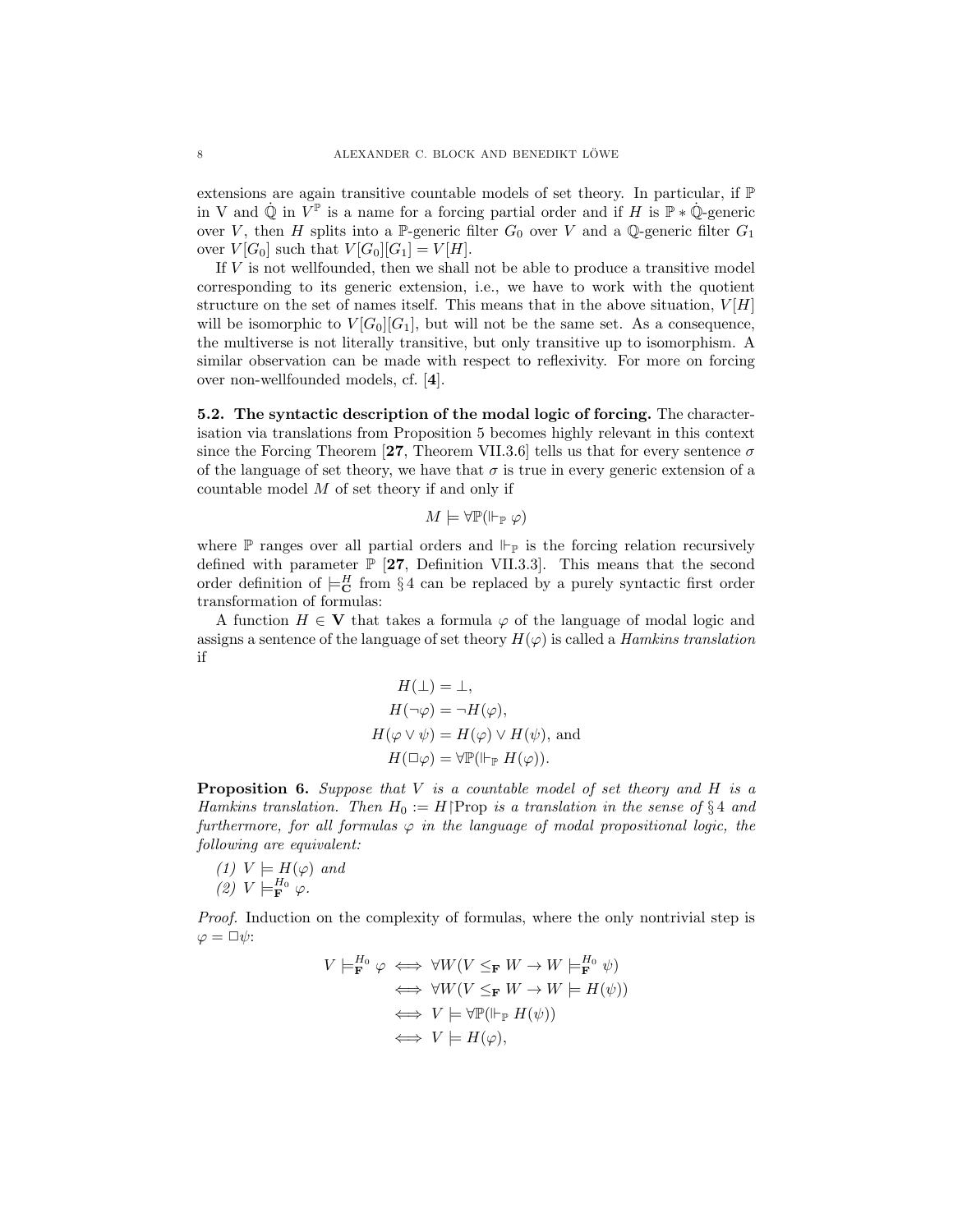extensions are again transitive countable models of set theory. In particular, if $\mathbb{P}$ in V and $\dot{\mathbb{Q}}$ in $V^{\mathbb{P}}$ is a name for a forcing partial order and if $H$ is $\mathbb{P} * \dot{\mathbb{Q}}$-generic over $V$, then $H$ splits into a $\mathbb{P}$-generic filter $G_0$ over $V$ and a $\mathbb{Q}$-generic filter $G_1$ over $V[G_0]$ such that $V[G_0][G_1] = V[H]$.

If $V$ is not wellfounded, then we shall not be able to produce a transitive model corresponding to its generic extension, i.e., we have to work with the quotient structure on the set of names itself. This means that in the above situation, $V[H]$ will be isomorphic to $V[G_0][G_1]$, but will not be the same set. As a consequence, the multiverse is not literally transitive, but only transitive up to isomorphism. A similar observation can be made with respect to reflexivity. For more on forcing over non-wellfounded models, cf. [**4**].

**5.2. The syntactic description of the modal logic of forcing.** The characterisation via translations from Proposition 5 becomes highly relevant in this context since the Forcing Theorem [**27**, Theorem VII.3.6] tells us that for every sentence $\sigma$ of the language of set theory, we have that $\sigma$ is true in every generic extension of a countable model $M$ of set theory if and only if

$$M \models \forall \mathbb{P}(\Vdash_{\mathbb{P}} \varphi)$$

where $\mathbb{P}$ ranges over all partial orders and $\Vdash_{\mathbb{P}}$ is the forcing relation recursively defined with parameter $\mathbb{P}$ [**27**, Definition VII.3.3]. This means that the second order definition of $\models^{H}_{\mathbf{C}}$ from § 4 can be replaced by a purely syntactic first order transformation of formulas:

A function $H \in \mathbf{V}$ that takes a formula $\varphi$ of the language of modal logic and assigns a sentence of the language of set theory $H(\varphi)$ is called a *Hamkins translation* if

$$\begin{aligned} H(\bot) &= \bot, \\ H(\neg\varphi) &= \neg H(\varphi), \\ H(\varphi \vee \psi) &= H(\varphi) \vee H(\psi), \text{ and} \\ H(\Box\varphi) &= \forall \mathbb{P}(\Vdash_{\mathbb{P}} H(\varphi)). \end{aligned}$$

**Proposition 6.** *Suppose that $V$ is a countable model of set theory and $H$ is a Hamkins translation. Then $H_0 := H{\restriction}\mathrm{Prop}$ is a translation in the sense of § 4 and furthermore, for all formulas $\varphi$ in the language of modal propositional logic, the following are equivalent:*

*(1) $V \models H(\varphi)$ and*
*(2) $V \models^{H_0}_{\mathbf{F}} \varphi$.*

*Proof.* Induction on the complexity of formulas, where the only nontrivial step is $\varphi = \Box\psi$:

$$\begin{aligned} V \models^{H_0}_{\mathbf{F}} \varphi &\iff \forall W (V \leq_{\mathbf{F}} W \to W \models^{H_0}_{\mathbf{F}} \psi) \\ &\iff \forall W (V \leq_{\mathbf{F}} W \to W \models H(\psi)) \\ &\iff V \models \forall \mathbb{P}(\Vdash_{\mathbb{P}} H(\psi)) \\ &\iff V \models H(\varphi), \end{aligned}$$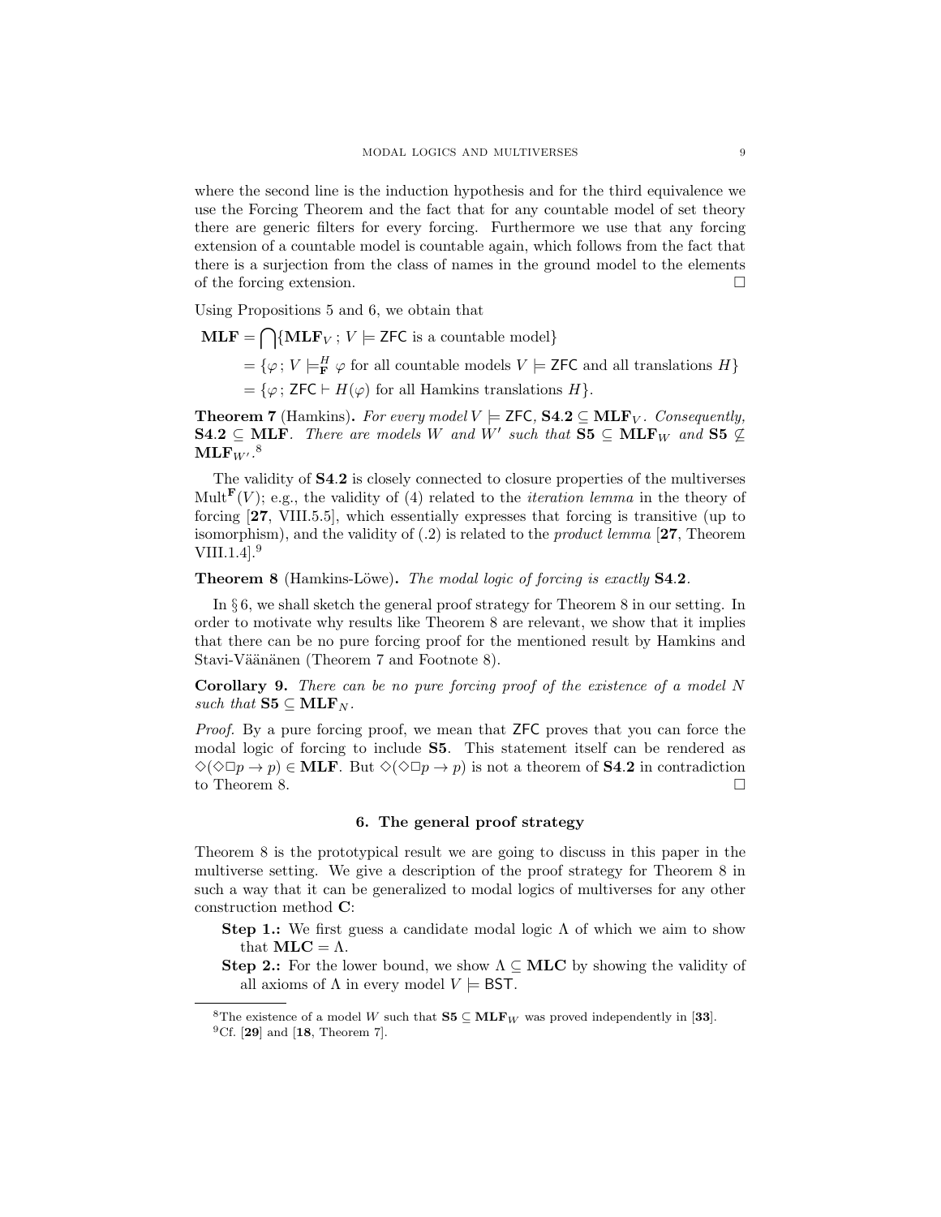where the second line is the induction hypothesis and for the third equivalence we use the Forcing Theorem and the fact that for any countable model of set theory there are generic filters for every forcing. Furthermore we use that any forcing extension of a countable model is countable again, which follows from the fact that there is a surjection from the class of names in the ground model to the elements of the forcing extension. □

Using Propositions 5 and 6, we obtain that

$$
\begin{aligned}
\mathbf{MLF} &= \bigcap\{\mathbf{MLF}_V\,;\, V \models \mathsf{ZFC} \text{ is a countable model}\} \\
&= \{\varphi\,;\, V \models^H_{\mathbf{F}} \varphi \text{ for all countable models } V \models \mathsf{ZFC} \text{ and all translations } H\} \\
&= \{\varphi\,;\, \mathsf{ZFC} \vdash H(\varphi) \text{ for all Hamkins translations } H\}.
\end{aligned}
$$

**Theorem 7** (Hamkins)**.** *For every model $V \models \mathsf{ZFC}$, $\mathbf{S4.2} \subseteq \mathbf{MLF}_V$. Consequently, $\mathbf{S4.2} \subseteq \mathbf{MLF}$. There are models $W$ and $W'$ such that $\mathbf{S5} \subseteq \mathbf{MLF}_W$ and $\mathbf{S5} \not\subseteq \mathbf{MLF}_{W'}$.*[8]

The validity of **S4.2** is closely connected to closure properties of the multiverses $\mathrm{Mult}^{\mathbf{F}}(V)$; e.g., the validity of (4) related to the *iteration lemma* in the theory of forcing [**27**, VIII.5.5], which essentially expresses that forcing is transitive (up to isomorphism), and the validity of (.2) is related to the *product lemma* [**27**, Theorem VIII.1.4].[9]

**Theorem 8** (Hamkins-Löwe)**.** *The modal logic of forcing is exactly* **S4.2***.*

In § 6, we shall sketch the general proof strategy for Theorem 8 in our setting. In order to motivate why results like Theorem 8 are relevant, we show that it implies that there can be no pure forcing proof for the mentioned result by Hamkins and Stavi-Väänänen (Theorem 7 and Footnote 8).

**Corollary 9.** *There can be no pure forcing proof of the existence of a model $N$ such that $\mathbf{S5} \subseteq \mathbf{MLF}_N$.*

*Proof.* By a pure forcing proof, we mean that $\mathsf{ZFC}$ proves that you can force the modal logic of forcing to include **S5**. This statement itself can be rendered as $\Diamond(\Diamond\Box p \to p) \in \mathbf{MLF}$. But $\Diamond(\Diamond\Box p \to p)$ is not a theorem of **S4.2** in contradiction to Theorem 8. □

## 6. The general proof strategy

Theorem 8 is the prototypical result we are going to discuss in this paper in the multiverse setting. We give a description of the proof strategy for Theorem 8 in such a way that it can be generalized to modal logics of multiverses for any other construction method **C**:

- **Step 1.:** We first guess a candidate modal logic $\Lambda$ of which we aim to show that $\mathbf{MLC} = \Lambda$.
- **Step 2.:** For the lower bound, we show $\Lambda \subseteq \mathbf{MLC}$ by showing the validity of all axioms of $\Lambda$ in every model $V \models \mathsf{BST}$.

[8] The existence of a model $W$ such that $\mathbf{S5} \subseteq \mathbf{MLF}_W$ was proved independently in [**33**].

[9] Cf. [**29**] and [**18**, Theorem 7].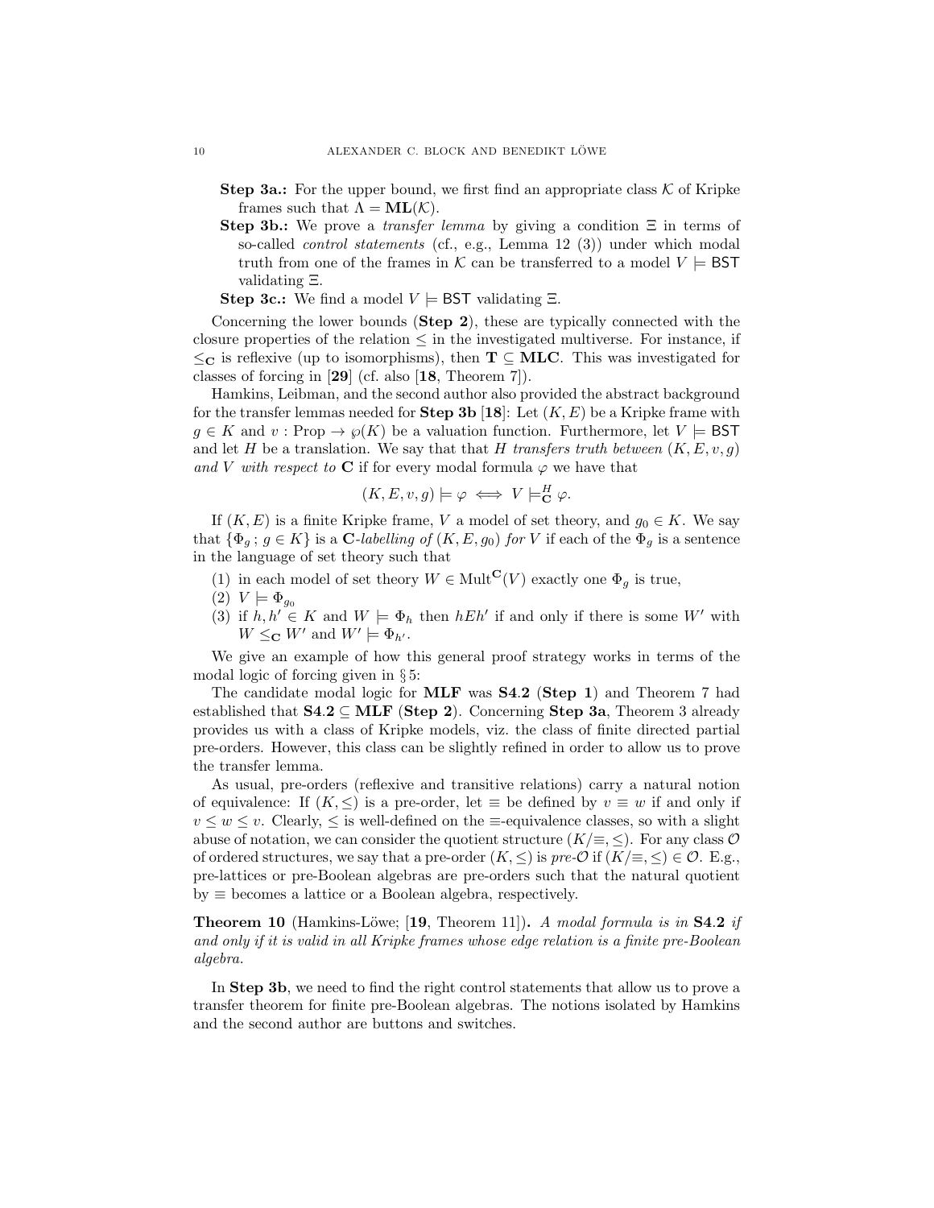**Step 3a.:** For the upper bound, we first find an appropriate class $\mathcal{K}$ of Kripke frames such that $\Lambda = \mathbf{ML}(\mathcal{K})$.

**Step 3b.:** We prove a *transfer lemma* by giving a condition $\Xi$ in terms of so-called *control statements* (cf., e.g., Lemma 12 (3)) under which modal truth from one of the frames in $\mathcal{K}$ can be transferred to a model $V \models \mathsf{BST}$ validating $\Xi$.

**Step 3c.:** We find a model $V \models \mathsf{BST}$ validating $\Xi$.

Concerning the lower bounds (**Step 2**), these are typically connected with the closure properties of the relation $\leq$ in the investigated multiverse. For instance, if $\leq_{\mathbf{C}}$ is reflexive (up to isomorphisms), then $\mathbf{T} \subseteq \mathbf{MLC}$. This was investigated for classes of forcing in [**29**] (cf. also [**18**, Theorem 7]).

Hamkins, Leibman, and the second author also provided the abstract background for the transfer lemmas needed for **Step 3b** [**18**]: Let $(K, E)$ be a Kripke frame with $g \in K$ and $v : \mathrm{Prop} \to \wp(K)$ be a valuation function. Furthermore, let $V \models \mathsf{BST}$ and let $H$ be a translation. We say that that $H$ *transfers truth between* $(K, E, v, g)$ *and* $V$ *with respect to* $\mathbf{C}$ if for every modal formula $\varphi$ we have that

$$(K, E, v, g) \models \varphi \iff V \models^H_{\mathbf{C}} \varphi.$$

If $(K, E)$ is a finite Kripke frame, $V$ a model of set theory, and $g_0 \in K$. We say that $\{\Phi_g \,;\, g \in K\}$ is a $\mathbf{C}$*-labelling of* $(K, E, g_0)$ *for* $V$ if each of the $\Phi_g$ is a sentence in the language of set theory such that

1. in each model of set theory $W \in \mathrm{Mult}^{\mathbf{C}}(V)$ exactly one $\Phi_g$ is true,
2. $V \models \Phi_{g_0}$
3. if $h, h' \in K$ and $W \models \Phi_h$ then $hEh'$ if and only if there is some $W'$ with $W \leq_{\mathbf{C}} W'$ and $W' \models \Phi_{h'}$.

We give an example of how this general proof strategy works in terms of the modal logic of forcing given in § 5:

The candidate modal logic for **MLF** was **S4.2** (**Step 1**) and Theorem 7 had established that $\mathbf{S4.2} \subseteq \mathbf{MLF}$ (**Step 2**). Concerning **Step 3a**, Theorem 3 already provides us with a class of Kripke models, viz. the class of finite directed partial pre-orders. However, this class can be slightly refined in order to allow us to prove the transfer lemma.

As usual, pre-orders (reflexive and transitive relations) carry a natural notion of equivalence: If $(K, \leq)$ is a pre-order, let $\equiv$ be defined by $v \equiv w$ if and only if $v \leq w \leq v$. Clearly, $\leq$ is well-defined on the $\equiv$-equivalence classes, so with a slight abuse of notation, we can consider the quotient structure $(K/{\equiv}, \leq)$. For any class $\mathcal{O}$ of ordered structures, we say that a pre-order $(K, \leq)$ is *pre-*$\mathcal{O}$ if $(K/{\equiv}, \leq) \in \mathcal{O}$. E.g., pre-lattices or pre-Boolean algebras are pre-orders such that the natural quotient by $\equiv$ becomes a lattice or a Boolean algebra, respectively.

**Theorem 10** (Hamkins-Löwe; [**19**, Theorem 11])**.** *A modal formula is in* **S4.2** *if and only if it is valid in all Kripke frames whose edge relation is a finite pre-Boolean algebra.*

In **Step 3b**, we need to find the right control statements that allow us to prove a transfer theorem for finite pre-Boolean algebras. The notions isolated by Hamkins and the second author are buttons and switches.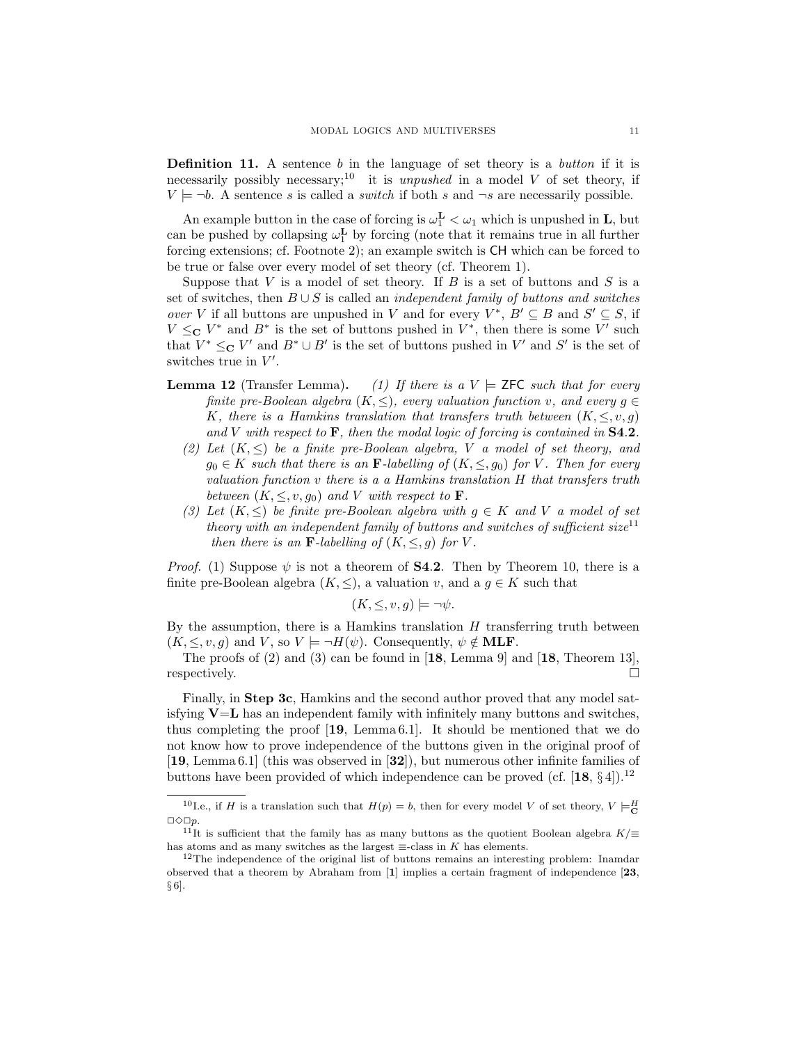**Definition 11.** A sentence $b$ in the language of set theory is a *button* if it is necessarily possibly necessary;[10] it is *unpushed* in a model $V$ of set theory, if $V \models \neg b$. A sentence $s$ is called a *switch* if both $s$ and $\neg s$ are necessarily possible.

An example button in the case of forcing is $\omega_1^{\mathbf{L}} < \omega_1$ which is unpushed in $\mathbf{L}$, but can be pushed by collapsing $\omega_1^{\mathbf{L}}$ by forcing (note that it remains true in all further forcing extensions; cf. Footnote 2); an example switch is $\mathsf{CH}$ which can be forced to be true or false over every model of set theory (cf. Theorem 1).

Suppose that $V$ is a model of set theory. If $B$ is a set of buttons and $S$ is a set of switches, then $B \cup S$ is called an *independent family of buttons and switches over* $V$ if all buttons are unpushed in $V$ and for every $V^*$, $B' \subseteq B$ and $S' \subseteq S$, if $V \leq_{\mathbf{C}} V^*$ and $B^*$ is the set of buttons pushed in $V^*$, then there is some $V'$ such that $V^* \leq_{\mathbf{C}} V'$ and $B^* \cup B'$ is the set of buttons pushed in $V'$ and $S'$ is the set of switches true in $V'$.

**Lemma 12** (Transfer Lemma). *(1) If there is a $V \models \mathsf{ZFC}$ such that for every finite pre-Boolean algebra $(K, \leq)$, every valuation function $v$, and every $g \in K$, there is a Hamkins translation that transfers truth between $(K, \leq, v, g)$ and $V$ with respect to $\mathbf{F}$, then the modal logic of forcing is contained in $\mathbf{S4.2}$.*

*(2) Let $(K, \leq)$ be a finite pre-Boolean algebra, $V$ a model of set theory, and $g_0 \in K$ such that there is an $\mathbf{F}$-labelling of $(K, \leq, g_0)$ for $V$. Then for every valuation function $v$ there is a a Hamkins translation $H$ that transfers truth between $(K, \leq, v, g_0)$ and $V$ with respect to $\mathbf{F}$.*

*(3) Let $(K, \leq)$ be finite pre-Boolean algebra with $g \in K$ and $V$ a model of set theory with an independent family of buttons and switches of sufficient size[11] then there is an $\mathbf{F}$-labelling of $(K, \leq, g)$ for $V$.*

*Proof.* (1) Suppose $\psi$ is not a theorem of $\mathbf{S4.2}$. Then by Theorem 10, there is a finite pre-Boolean algebra $(K, \leq)$, a valuation $v$, and a $g \in K$ such that

$$(K, \leq, v, g) \models \neg\psi.$$

By the assumption, there is a Hamkins translation $H$ transferring truth between $(K, \leq, v, g)$ and $V$, so $V \models \neg H(\psi)$. Consequently, $\psi \notin \mathbf{MLF}$.

The proofs of (2) and (3) can be found in [**18**, Lemma 9] and [**18**, Theorem 13], respectively. □

Finally, in **Step 3c**, Hamkins and the second author proved that any model satisfying $\mathbf{V}{=}\mathbf{L}$ has an independent family with infinitely many buttons and switches, thus completing the proof [**19**, Lemma 6.1]. It should be mentioned that we do not know how to prove independence of the buttons given in the original proof of [**19**, Lemma 6.1] (this was observed in [**32**]), but numerous other infinite families of buttons have been provided of which independence can be proved (cf. [**18**, § 4]).[12]

---

[10] I.e., if $H$ is a translation such that $H(p) = b$, then for every model $V$ of set theory, $V \models^H_{\mathbf{C}} \Box\Diamond\Box p$.

[11] It is sufficient that the family has as many buttons as the quotient Boolean algebra $K/{\equiv}$ has atoms and as many switches as the largest $\equiv$-class in $K$ has elements.

[12] The independence of the original list of buttons remains an interesting problem: Inamdar observed that a theorem by Abraham from [**1**] implies a certain fragment of independence [**23**, § 6].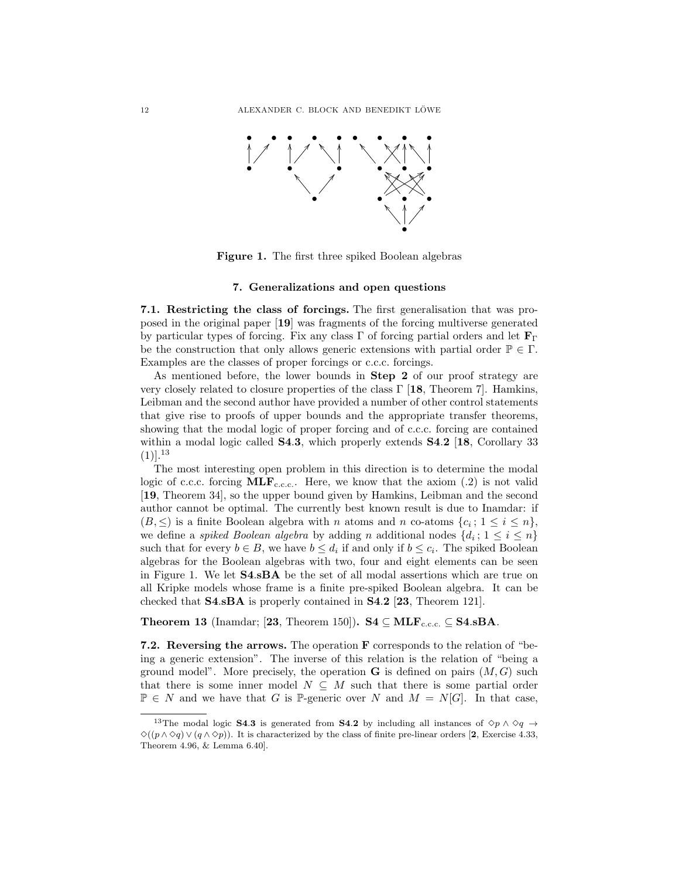**Figure 1.** The first three spiked Boolean algebras

## 7. Generalizations and open questions

**7.1. Restricting the class of forcings.** The first generalisation that was proposed in the original paper [**19**] was fragments of the forcing multiverse generated by particular types of forcing. Fix any class $\Gamma$ of forcing partial orders and let $\mathbf{F}_\Gamma$ be the construction that only allows generic extensions with partial order $\mathbb{P} \in \Gamma$. Examples are the classes of proper forcings or c.c.c. forcings.

As mentioned before, the lower bounds in **Step 2** of our proof strategy are very closely related to closure properties of the class $\Gamma$ [**18**, Theorem 7]. Hamkins, Leibman and the second author have provided a number of other control statements that give rise to proofs of upper bounds and the appropriate transfer theorems, showing that the modal logic of proper forcing and of c.c.c. forcing are contained within a modal logic called **S4.3**, which properly extends **S4.2** [**18**, Corollary 33 (1)].[13]

The most interesting open problem in this direction is to determine the modal logic of c.c.c. forcing $\mathbf{MLF}_{\text{c.c.c.}}$. Here, we know that the axiom (.2) is not valid [**19**, Theorem 34], so the upper bound given by Hamkins, Leibman and the second author cannot be optimal. The currently best known result is due to Inamdar: if $(B, \leq)$ is a finite Boolean algebra with $n$ atoms and $n$ co-atoms $\{c_i\,;\, 1 \leq i \leq n\}$, we define a *spiked Boolean algebra* by adding $n$ additional nodes $\{d_i\,;\, 1 \leq i \leq n\}$ such that for every $b \in B$, we have $b \leq d_i$ if and only if $b \leq c_i$. The spiked Boolean algebras for the Boolean algebras with two, four and eight elements can be seen in Figure 1. We let **S4.sBA** be the set of all modal assertions which are true on all Kripke models whose frame is a finite pre-spiked Boolean algebra. It can be checked that **S4.sBA** is properly contained in **S4.2** [**23**, Theorem 121].

**Theorem 13** (Inamdar; [**23**, Theorem 150])**.** $\mathbf{S4} \subseteq \mathbf{MLF}_{\text{c.c.c.}} \subseteq \mathbf{S4.sBA}$.

**7.2. Reversing the arrows.** The operation $\mathbf{F}$ corresponds to the relation of "being a generic extension". The inverse of this relation is the relation of "being a ground model". More precisely, the operation $\mathbf{G}$ is defined on pairs $(M, G)$ such that there is some inner model $N \subseteq M$ such that there is some partial order $\mathbb{P} \in N$ and we have that $G$ is $\mathbb{P}$-generic over $N$ and $M = N[G]$. In that case,

---

[13] The modal logic **S4.3** is generated from **S4.2** by including all instances of $\Diamond p \wedge \Diamond q \rightarrow \Diamond((p \wedge \Diamond q) \vee (q \wedge \Diamond p))$. It is characterized by the class of finite pre-linear orders [**2**, Exercise 4.33, Theorem 4.96, & Lemma 6.40].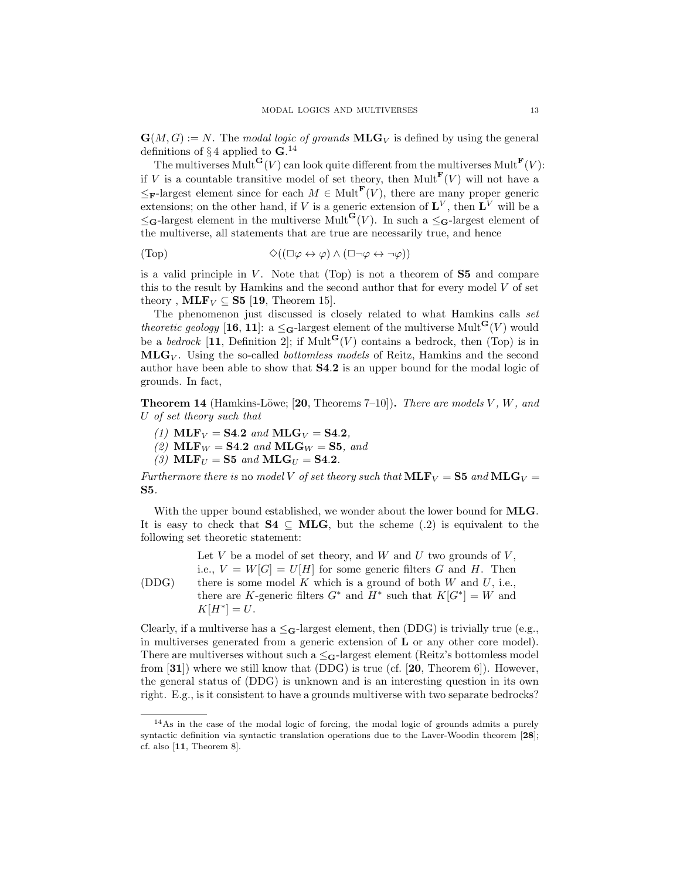$\mathbf{G}(M,G) := N$. The *modal logic of grounds* $\mathbf{MLG}_V$ is defined by using the general definitions of § 4 applied to $\mathbf{G}$.[14]

The multiverses $\mathrm{Mult}^{\mathbf{G}}(V)$ can look quite different from the multiverses $\mathrm{Mult}^{\mathbf{F}}(V)$: if $V$ is a countable transitive model of set theory, then $\mathrm{Mult}^{\mathbf{F}}(V)$ will not have a $\leq_{\mathbf{F}}$-largest element since for each $M \in \mathrm{Mult}^{\mathbf{F}}(V)$, there are many proper generic extensions; on the other hand, if $V$ is a generic extension of $\mathbf{L}^V$, then $\mathbf{L}^V$ will be a $\leq_{\mathbf{G}}$-largest element in the multiverse $\mathrm{Mult}^{\mathbf{G}}(V)$. In such a $\leq_{\mathbf{G}}$-largest element of the multiverse, all statements that are true are necessarily true, and hence

$$\text{(Top)} \qquad \Diamond((\Box\varphi \leftrightarrow \varphi) \wedge (\Box\neg\varphi \leftrightarrow \neg\varphi))$$

is a valid principle in $V$. Note that (Top) is not a theorem of **S5** and compare this to the result by Hamkins and the second author that for every model $V$ of set theory , $\mathbf{MLF}_V \subseteq \mathbf{S5}$ [**19**, Theorem 15].

The phenomenon just discussed is closely related to what Hamkins calls *set theoretic geology* [**16**, **11**]: a $\leq_{\mathbf{G}}$-largest element of the multiverse $\mathrm{Mult}^{\mathbf{G}}(V)$ would be a *bedrock* [**11**, Definition 2]; if $\mathrm{Mult}^{\mathbf{G}}(V)$ contains a bedrock, then (Top) is in $\mathbf{MLG}_V$. Using the so-called *bottomless models* of Reitz, Hamkins and the second author have been able to show that **S4.2** is an upper bound for the modal logic of grounds. In fact,

**Theorem 14** (Hamkins-Löwe; [**20**, Theorems 7–10])**.** *There are models $V$, $W$, and $U$ of set theory such that*

*(1)* $\mathbf{MLF}_V = \mathbf{S4.2}$ *and* $\mathbf{MLG}_V = \mathbf{S4.2}$*,*
*(2)* $\mathbf{MLF}_W = \mathbf{S4.2}$ *and* $\mathbf{MLG}_W = \mathbf{S5}$*, and*
*(3)* $\mathbf{MLF}_U = \mathbf{S5}$ *and* $\mathbf{MLG}_U = \mathbf{S4.2}$*.*

*Furthermore there is* no *model $V$ of set theory such that* $\mathbf{MLF}_V = \mathbf{S5}$ *and* $\mathbf{MLG}_V = \mathbf{S5}$*.*

With the upper bound established, we wonder about the lower bound for **MLG**. It is easy to check that $\mathbf{S4} \subseteq \mathbf{MLG}$, but the scheme (.2) is equivalent to the following set theoretic statement:

(DDG) Let $V$ be a model of set theory, and $W$ and $U$ two grounds of $V$, i.e., $V = W[G] = U[H]$ for some generic filters $G$ and $H$. Then there is some model $K$ which is a ground of both $W$ and $U$, i.e., there are $K$-generic filters $G^*$ and $H^*$ such that $K[G^*] = W$ and $K[H^*] = U$.

Clearly, if a multiverse has a $\leq_{\mathbf{G}}$-largest element, then (DDG) is trivially true (e.g., in multiverses generated from a generic extension of $\mathbf{L}$ or any other core model). There are multiverses without such a $\leq_{\mathbf{G}}$-largest element (Reitz's bottomless model from [**31**]) where we still know that (DDG) is true (cf. [**20**, Theorem 6]). However, the general status of (DDG) is unknown and is an interesting question in its own right. E.g., is it consistent to have a grounds multiverse with two separate bedrocks?

---

[14] As in the case of the modal logic of forcing, the modal logic of grounds admits a purely syntactic definition via syntactic translation operations due to the Laver-Woodin theorem [**28**]; cf. also [**11**, Theorem 8].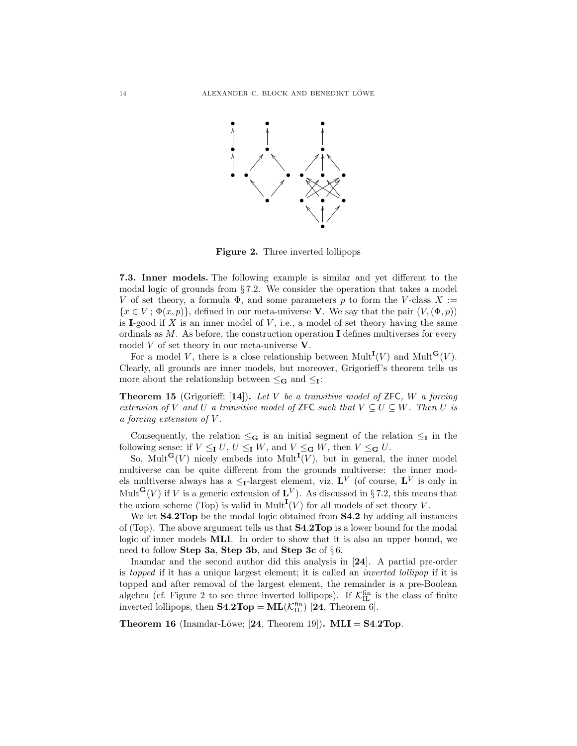**Figure 2.** Three inverted lollipops

**7.3. Inner models.** The following example is similar and yet different to the modal logic of grounds from § 7.2. We consider the operation that takes a model $V$ of set theory, a formula $\Phi$, and some parameters $p$ to form the $V$-class $X := \{x \in V\, ;\, \Phi(x,p)\}$, defined in our meta-universe $\mathbf{V}$. We say that the pair $(V,(\Phi,p))$ is $\mathbf{I}$-good if $X$ is an inner model of $V$, i.e., a model of set theory having the same ordinals as $M$. As before, the construction operation $\mathbf{I}$ defines multiverses for every model $V$ of set theory in our meta-universe $\mathbf{V}$.

For a model $V$, there is a close relationship between $\mathrm{Mult}^{\mathbf{I}}(V)$ and $\mathrm{Mult}^{\mathbf{G}}(V)$. Clearly, all grounds are inner models, but moreover, Grigorieff's theorem tells us more about the relationship between $\leq_{\mathbf{G}}$ and $\leq_{\mathbf{I}}$:

**Theorem 15** (Grigorieff; [**14**])**.** *Let $V$ be a transitive model of* ZFC*, $W$ a forcing extension of $V$ and $U$ a transitive model of* ZFC *such that $V \subseteq U \subseteq W$. Then $U$ is a forcing extension of $V$.*

Consequently, the relation $\leq_{\mathbf{G}}$ is an initial segment of the relation $\leq_{\mathbf{I}}$ in the following sense: if $V \leq_{\mathbf{I}} U$, $U \leq_{\mathbf{I}} W$, and $V \leq_{\mathbf{G}} W$, then $V \leq_{\mathbf{G}} U$.

So, $\mathrm{Mult}^{\mathbf{G}}(V)$ nicely embeds into $\mathrm{Mult}^{\mathbf{I}}(V)$, but in general, the inner model multiverse can be quite different from the grounds multiverse: the inner models multiverse always has a $\leq_{\mathbf{I}}$-largest element, viz. $\mathbf{L}^V$ (of course, $\mathbf{L}^V$ is only in $\mathrm{Mult}^{\mathbf{G}}(V)$ if $V$ is a generic extension of $\mathbf{L}^V$). As discussed in § 7.2, this means that the axiom scheme (Top) is valid in $\mathrm{Mult}^{\mathbf{I}}(V)$ for all models of set theory $V$.

We let $\mathbf{S4.2Top}$ be the modal logic obtained from $\mathbf{S4.2}$ by adding all instances of (Top). The above argument tells us that $\mathbf{S4.2Top}$ is a lower bound for the modal logic of inner models $\mathbf{MLI}$. In order to show that it is also an upper bound, we need to follow **Step 3a**, **Step 3b**, and **Step 3c** of § 6.

Inamdar and the second author did this analysis in [**24**]. A partial pre-order is *topped* if it has a unique largest element; it is called an *inverted lollipop* if it is topped and after removal of the largest element, the remainder is a pre-Boolean algebra (cf. Figure 2 to see three inverted lollipops). If $\mathcal{K}^{\mathrm{fin}}_{\mathrm{IL}}$ is the class of finite inverted lollipops, then $\mathbf{S4.2Top} = \mathbf{ML}(\mathcal{K}^{\mathrm{fin}}_{\mathrm{IL}})$ [**24**, Theorem 6].

**Theorem 16** (Inamdar-Löwe; [**24**, Theorem 19])**.** $\mathbf{MLI} = \mathbf{S4.2Top}$.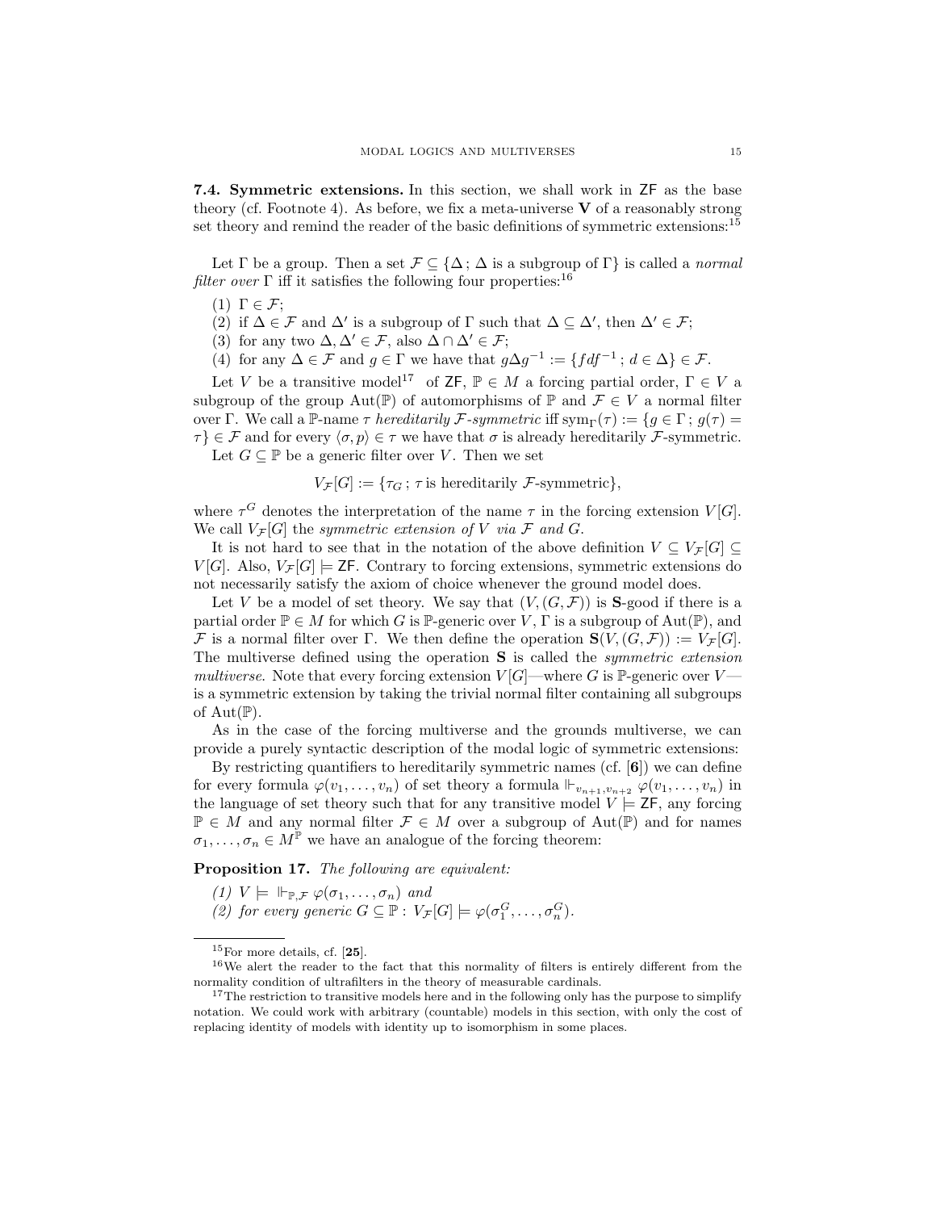**7.4. Symmetric extensions.** In this section, we shall work in ZF as the base theory (cf. Footnote 4). As before, we fix a meta-universe $\mathbf{V}$ of a reasonably strong set theory and remind the reader of the basic definitions of symmetric extensions:[15]

Let $\Gamma$ be a group. Then a set $\mathcal{F} \subseteq \{\Delta\,;\,\Delta \text{ is a subgroup of } \Gamma\}$ is called a *normal filter over* $\Gamma$ iff it satisfies the following four properties:[16]

(1) $\Gamma \in \mathcal{F}$;
(2) if $\Delta \in \mathcal{F}$ and $\Delta'$ is a subgroup of $\Gamma$ such that $\Delta \subseteq \Delta'$, then $\Delta' \in \mathcal{F}$;
(3) for any two $\Delta, \Delta' \in \mathcal{F}$, also $\Delta \cap \Delta' \in \mathcal{F}$;
(4) for any $\Delta \in \mathcal{F}$ and $g \in \Gamma$ we have that $g\Delta g^{-1} := \{fdf^{-1}\,;\,d \in \Delta\} \in \mathcal{F}$.

Let $V$ be a transitive model[17] of ZF, $\mathbb{P} \in M$ a forcing partial order, $\Gamma \in V$ a subgroup of the group $\mathrm{Aut}(\mathbb{P})$ of automorphisms of $\mathbb{P}$ and $\mathcal{F} \in V$ a normal filter over $\Gamma$. We call a $\mathbb{P}$-name $\tau$ *hereditarily $\mathcal{F}$-symmetric* iff $\mathrm{sym}_\Gamma(\tau) := \{g \in \Gamma\,;\,g(\tau) = \tau\} \in \mathcal{F}$ and for every $\langle \sigma, p\rangle \in \tau$ we have that $\sigma$ is already hereditarily $\mathcal{F}$-symmetric.

Let $G \subseteq \mathbb{P}$ be a generic filter over $V$. Then we set

$$V_{\mathcal{F}}[G] := \{\tau_G\,;\,\tau \text{ is hereditarily } \mathcal{F}\text{-symmetric}\},$$

where $\tau^G$ denotes the interpretation of the name $\tau$ in the forcing extension $V[G]$. We call $V_{\mathcal{F}}[G]$ the *symmetric extension of* $V$ *via* $\mathcal{F}$ *and* $G$.

It is not hard to see that in the notation of the above definition $V \subseteq V_{\mathcal{F}}[G] \subseteq V[G]$. Also, $V_{\mathcal{F}}[G] \models \mathsf{ZF}$. Contrary to forcing extensions, symmetric extensions do not necessarily satisfy the axiom of choice whenever the ground model does.

Let $V$ be a model of set theory. We say that $(V, (G, \mathcal{F}))$ is $\mathbf{S}$-good if there is a partial order $\mathbb{P} \in M$ for which $G$ is $\mathbb{P}$-generic over $V$, $\Gamma$ is a subgroup of $\mathrm{Aut}(\mathbb{P})$, and $\mathcal{F}$ is a normal filter over $\Gamma$. We then define the operation $\mathbf{S}(V, (G, \mathcal{F})) := V_{\mathcal{F}}[G]$. The multiverse defined using the operation $\mathbf{S}$ is called the *symmetric extension multiverse*. Note that every forcing extension $V[G]$—where $G$ is $\mathbb{P}$-generic over $V$—is a symmetric extension by taking the trivial normal filter containing all subgroups of $\mathrm{Aut}(\mathbb{P})$.

As in the case of the forcing multiverse and the grounds multiverse, we can provide a purely syntactic description of the modal logic of symmetric extensions:

By restricting quantifiers to hereditarily symmetric names (cf. [**6**]) we can define for every formula $\varphi(v_1, \ldots, v_n)$ of set theory a formula $\Vdash_{v_{n+1}, v_{n+2}} \varphi(v_1, \ldots, v_n)$ in the language of set theory such that for any transitive model $V \models \mathsf{ZF}$, any forcing $\mathbb{P} \in M$ and any normal filter $\mathcal{F} \in M$ over a subgroup of $\mathrm{Aut}(\mathbb{P})$ and for names $\sigma_1, \ldots, \sigma_n \in M^{\mathbb{P}}$ we have an analogue of the forcing theorem:

**Proposition 17.** *The following are equivalent:*

*(1)* $V \models \Vdash_{\mathbb{P},\mathcal{F}} \varphi(\sigma_1, \ldots, \sigma_n)$ *and*
*(2) for every generic* $G \subseteq \mathbb{P}:\ V_{\mathcal{F}}[G] \models \varphi(\sigma_1^G, \ldots, \sigma_n^G)$.

---

[15] For more details, cf. [**25**].

[16] We alert the reader to the fact that this normality of filters is entirely different from the normality condition of ultrafilters in the theory of measurable cardinals.

[17] The restriction to transitive models here and in the following only has the purpose to simplify notation. We could work with arbitrary (countable) models in this section, with only the cost of replacing identity of models with identity up to isomorphism in some places.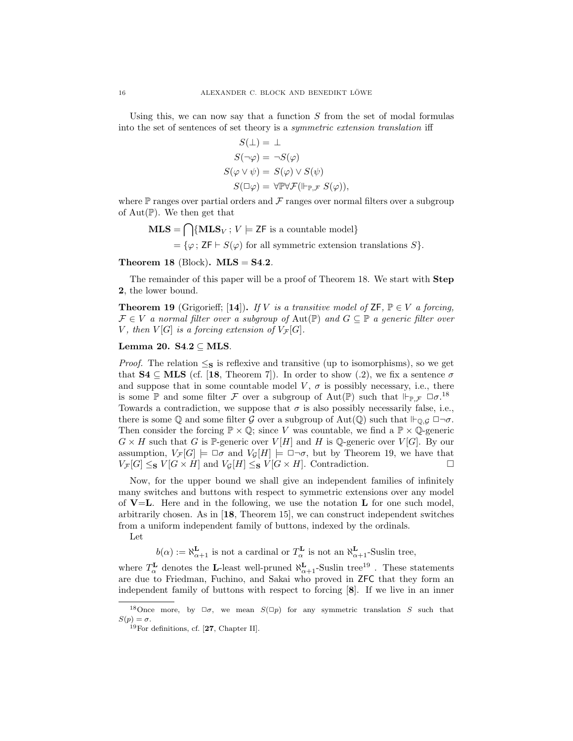Using this, we can now say that a function $S$ from the set of modal formulas into the set of sentences of set theory is a *symmetric extension translation* iff

$$
\begin{aligned}
S(\bot) &= \bot \\
S(\neg\varphi) &= \neg S(\varphi) \\
S(\varphi \vee \psi) &= S(\varphi) \vee S(\psi) \\
S(\Box\varphi) &= \forall\mathbb{P}\forall\mathcal{F}(\Vdash_{\mathbb{P},\mathcal{F}} S(\varphi)),
\end{aligned}
$$

where $\mathbb{P}$ ranges over partial orders and $\mathcal{F}$ ranges over normal filters over a subgroup of $\mathrm{Aut}(\mathbb{P})$. We then get that

$$
\begin{aligned}
\mathbf{MLS} &= \bigcap\{\mathbf{MLS}_V\,;\, V \models \mathsf{ZF} \text{ is a countable model}\} \\
&= \{\varphi\,;\, \mathsf{ZF} \vdash S(\varphi) \text{ for all symmetric extension translations } S\}.
\end{aligned}
$$

**Theorem 18** (Block)**.** $\mathbf{MLS} = \mathbf{S4.2}$.

The remainder of this paper will be a proof of Theorem 18. We start with **Step 2**, the lower bound.

**Theorem 19** (Grigorieff; [**14**])**.** *If $V$ is a transitive model of $\mathsf{ZF}$, $\mathbb{P} \in V$ a forcing, $\mathcal{F} \in V$ a normal filter over a subgroup of $\mathrm{Aut}(\mathbb{P})$ and $G \subseteq \mathbb{P}$ a generic filter over $V$, then $V[G]$ is a forcing extension of $V_{\mathcal{F}}[G]$.*

**Lemma 20.** $\mathbf{S4.2} \subseteq \mathbf{MLS}$.

*Proof.* The relation $\leq_{\mathbf{S}}$ is reflexive and transitive (up to isomorphisms), so we get that $\mathbf{S4} \subseteq \mathbf{MLS}$ (cf. [**18**, Theorem 7]). In order to show (.2), we fix a sentence $\sigma$ and suppose that in some countable model $V$, $\sigma$ is possibly necessary, i.e., there is some $\mathbb{P}$ and some filter $\mathcal{F}$ over a subgroup of $\mathrm{Aut}(\mathbb{P})$ such that $\Vdash_{\mathbb{P},\mathcal{F}} \Box\sigma$.[18] Towards a contradiction, we suppose that $\sigma$ is also possibly necessarily false, i.e., there is some $\mathbb{Q}$ and some filter $\mathcal{G}$ over a subgroup of $\mathrm{Aut}(\mathbb{Q})$ such that $\Vdash_{\mathbb{Q},\mathcal{G}} \Box\neg\sigma$. Then consider the forcing $\mathbb{P} \times \mathbb{Q}$; since $V$ was countable, we find a $\mathbb{P} \times \mathbb{Q}$-generic $G \times H$ such that $G$ is $\mathbb{P}$-generic over $V[H]$ and $H$ is $\mathbb{Q}$-generic over $V[G]$. By our assumption, $V_{\mathcal{F}}[G] \models \Box\sigma$ and $V_{\mathcal{G}}[H] \models \Box\neg\sigma$, but by Theorem 19, we have that $V_{\mathcal{F}}[G] \leq_{\mathbf{S}} V[G \times H]$ and $V_{\mathcal{G}}[H] \leq_{\mathbf{S}} V[G \times H]$. Contradiction. $\Box$

Now, for the upper bound we shall give an independent families of infinitely many switches and buttons with respect to symmetric extensions over any model of $\mathbf{V}{=}\mathbf{L}$. Here and in the following, we use the notation $\mathbf{L}$ for one such model, arbitrarily chosen. As in [**18**, Theorem 15], we can construct independent switches from a uniform independent family of buttons, indexed by the ordinals.

Let

$$b(\alpha) := \aleph^{\mathbf{L}}_{\alpha+1} \text{ is not a cardinal or } T^{\mathbf{L}}_{\alpha} \text{ is not an } \aleph^{\mathbf{L}}_{\alpha+1}\text{-Suslin tree},$$

where $T^{\mathbf{L}}_{\alpha}$ denotes the $\mathbf{L}$-least well-pruned $\aleph^{\mathbf{L}}_{\alpha+1}$-Suslin tree[19] . These statements are due to Friedman, Fuchino, and Sakai who proved in $\mathsf{ZFC}$ that they form an independent family of buttons with respect to forcing [**8**]. If we live in an inner

[18] Once more, by $\Box\sigma$, we mean $S(\Box p)$ for any symmetric translation $S$ such that $S(p) = \sigma$.

[19] For definitions, cf. [**27**, Chapter II].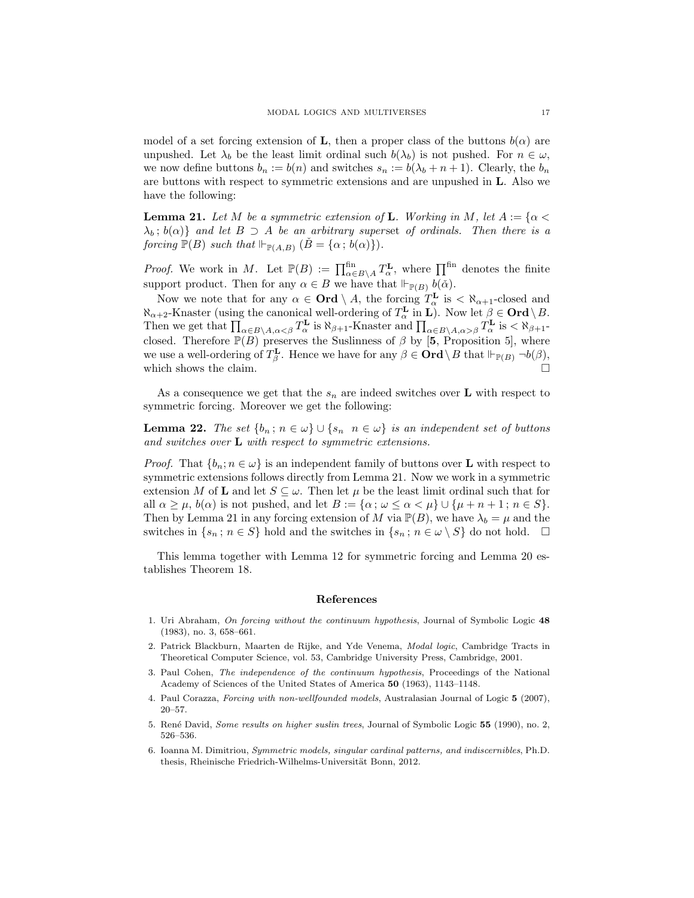model of a set forcing extension of $\mathbf{L}$, then a proper class of the buttons $b(\alpha)$ are unpushed. Let $\lambda_b$ be the least limit ordinal such $b(\lambda_b)$ is not pushed. For $n \in \omega$, we now define buttons $b_n := b(n)$ and switches $s_n := b(\lambda_b + n + 1)$. Clearly, the $b_n$ are buttons with respect to symmetric extensions and are unpushed in $\mathbf{L}$. Also we have the following:

**Lemma 21.** *Let $M$ be a symmetric extension of $\mathbf{L}$. Working in $M$, let $A := \{\alpha < \lambda_b\,;\, b(\alpha)\}$ and let $B \supset A$ be an arbitrary superset of ordinals. Then there is a forcing $\mathbb{P}(B)$ such that $\Vdash_{\mathbb{P}(A,B)} (\check{B} = \{\alpha\,;\, b(\alpha)\})$.*

*Proof.* We work in $M$. Let $\mathbb{P}(B) := \prod^{\text{fin}}_{\alpha \in B \setminus A} T^{\mathbf{L}}_\alpha$, where $\prod^{\text{fin}}$ denotes the finite support product. Then for any $\alpha \in B$ we have that $\Vdash_{\mathbb{P}(B)} b(\check{\alpha})$.

Now we note that for any $\alpha \in \mathbf{Ord} \setminus A$, the forcing $T^{\mathbf{L}}_\alpha$ is $< \aleph_{\alpha+1}$-closed and $\aleph_{\alpha+2}$-Knaster (using the canonical well-ordering of $T^{\mathbf{L}}_\alpha$ in $\mathbf{L}$). Now let $\beta \in \mathbf{Ord} \setminus B$. Then we get that $\prod_{\alpha \in B \setminus A, \alpha < \beta} T^{\mathbf{L}}_\alpha$ is $\aleph_{\beta+1}$-Knaster and $\prod_{\alpha \in B \setminus A, \alpha > \beta} T^{\mathbf{L}}_\alpha$ is $< \aleph_{\beta+1}$-closed. Therefore $\mathbb{P}(B)$ preserves the Suslinness of $\beta$ by [**5**, Proposition 5], where we use a well-ordering of $T^{\mathbf{L}}_\beta$. Hence we have for any $\beta \in \mathbf{Ord} \setminus B$ that $\Vdash_{\mathbb{P}(B)} \neg b(\beta)$, which shows the claim. □

As a consequence we get that the $s_n$ are indeed switches over $\mathbf{L}$ with respect to symmetric forcing. Moreover we get the following:

**Lemma 22.** *The set $\{b_n\,;\, n \in \omega\} \cup \{s_n \;\; n \in \omega\}$ is an independent set of buttons and switches over $\mathbf{L}$ with respect to symmetric extensions.*

*Proof.* That $\{b_n; n \in \omega\}$ is an independent family of buttons over $\mathbf{L}$ with respect to symmetric extensions follows directly from Lemma 21. Now we work in a symmetric extension $M$ of $\mathbf{L}$ and let $S \subseteq \omega$. Then let $\mu$ be the least limit ordinal such that for all $\alpha \geq \mu$, $b(\alpha)$ is not pushed, and let $B := \{\alpha\,;\, \omega \leq \alpha < \mu\} \cup \{\mu + n + 1\,;\, n \in S\}$. Then by Lemma 21 in any forcing extension of $M$ via $\mathbb{P}(B)$, we have $\lambda_b = \mu$ and the switches in $\{s_n\,;\, n \in S\}$ hold and the switches in $\{s_n\,;\, n \in \omega \setminus S\}$ do not hold. □

This lemma together with Lemma 12 for symmetric forcing and Lemma 20 establishes Theorem 18.

## References

1. Uri Abraham, *On forcing without the continuum hypothesis*, Journal of Symbolic Logic **48** (1983), no. 3, 658–661.
2. Patrick Blackburn, Maarten de Rijke, and Yde Venema, *Modal logic*, Cambridge Tracts in Theoretical Computer Science, vol. 53, Cambridge University Press, Cambridge, 2001.
3. Paul Cohen, *The independence of the continuum hypothesis*, Proceedings of the National Academy of Sciences of the United States of America **50** (1963), 1143–1148.
4. Paul Corazza, *Forcing with non-wellfounded models*, Australasian Journal of Logic **5** (2007), 20–57.
5. René David, *Some results on higher suslin trees*, Journal of Symbolic Logic **55** (1990), no. 2, 526–536.
6. Ioanna M. Dimitriou, *Symmetric models, singular cardinal patterns, and indiscernibles*, Ph.D. thesis, Rheinische Friedrich-Wilhelms-Universität Bonn, 2012.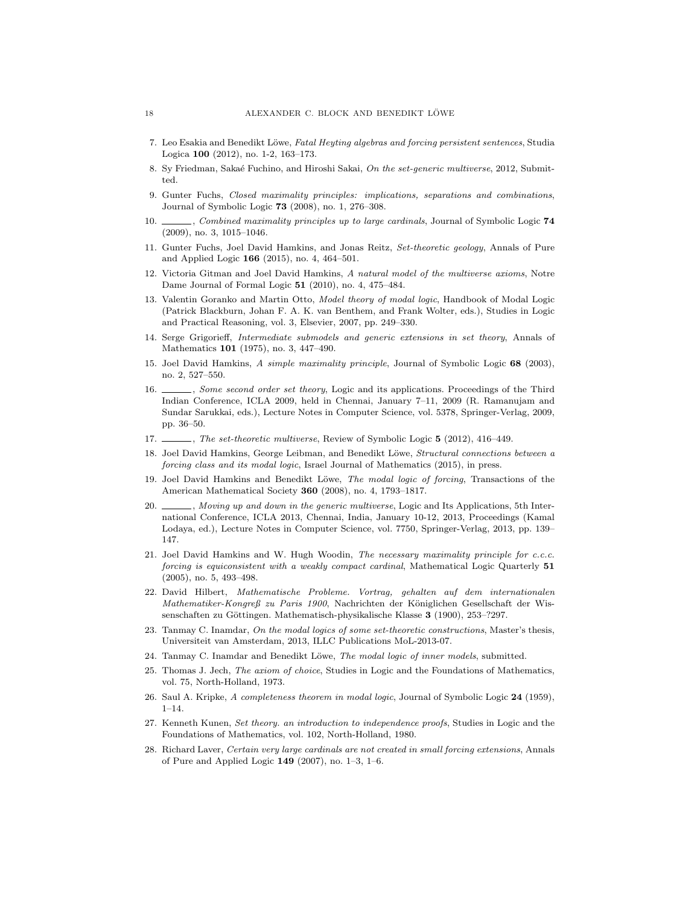7. Leo Esakia and Benedikt Löwe, *Fatal Heyting algebras and forcing persistent sentences*, Studia Logica **100** (2012), no. 1-2, 163–173.
8. Sy Friedman, Sakaé Fuchino, and Hiroshi Sakai, *On the set-generic multiverse*, 2012, Submitted.
9. Gunter Fuchs, *Closed maximality principles: implications, separations and combinations*, Journal of Symbolic Logic **73** (2008), no. 1, 276–308.
10. ______, *Combined maximality principles up to large cardinals*, Journal of Symbolic Logic **74** (2009), no. 3, 1015–1046.
11. Gunter Fuchs, Joel David Hamkins, and Jonas Reitz, *Set-theoretic geology*, Annals of Pure and Applied Logic **166** (2015), no. 4, 464–501.
12. Victoria Gitman and Joel David Hamkins, *A natural model of the multiverse axioms*, Notre Dame Journal of Formal Logic **51** (2010), no. 4, 475–484.
13. Valentin Goranko and Martin Otto, *Model theory of modal logic*, Handbook of Modal Logic (Patrick Blackburn, Johan F. A. K. van Benthem, and Frank Wolter, eds.), Studies in Logic and Practical Reasoning, vol. 3, Elsevier, 2007, pp. 249–330.
14. Serge Grigorieff, *Intermediate submodels and generic extensions in set theory*, Annals of Mathematics **101** (1975), no. 3, 447–490.
15. Joel David Hamkins, *A simple maximality principle*, Journal of Symbolic Logic **68** (2003), no. 2, 527–550.
16. ______, *Some second order set theory*, Logic and its applications. Proceedings of the Third Indian Conference, ICLA 2009, held in Chennai, January 7–11, 2009 (R. Ramanujam and Sundar Sarukkai, eds.), Lecture Notes in Computer Science, vol. 5378, Springer-Verlag, 2009, pp. 36–50.
17. ______, *The set-theoretic multiverse*, Review of Symbolic Logic **5** (2012), 416–449.
18. Joel David Hamkins, George Leibman, and Benedikt Löwe, *Structural connections between a forcing class and its modal logic*, Israel Journal of Mathematics (2015), in press.
19. Joel David Hamkins and Benedikt Löwe, *The modal logic of forcing*, Transactions of the American Mathematical Society **360** (2008), no. 4, 1793–1817.
20. ______, *Moving up and down in the generic multiverse*, Logic and Its Applications, 5th International Conference, ICLA 2013, Chennai, India, January 10-12, 2013, Proceedings (Kamal Lodaya, ed.), Lecture Notes in Computer Science, vol. 7750, Springer-Verlag, 2013, pp. 139–147.
21. Joel David Hamkins and W. Hugh Woodin, *The necessary maximality principle for c.c.c. forcing is equiconsistent with a weakly compact cardinal*, Mathematical Logic Quarterly **51** (2005), no. 5, 493–498.
22. David Hilbert, *Mathematische Probleme. Vortrag, gehalten auf dem internationalen Mathematiker-Kongreß zu Paris 1900*, Nachrichten der Königlichen Gesellschaft der Wissenschaften zu Göttingen. Mathematisch-physikalische Klasse **3** (1900), 253–?297.
23. Tanmay C. Inamdar, *On the modal logics of some set-theoretic constructions*, Master's thesis, Universiteit van Amsterdam, 2013, ILLC Publications MoL-2013-07.
24. Tanmay C. Inamdar and Benedikt Löwe, *The modal logic of inner models*, submitted.
25. Thomas J. Jech, *The axiom of choice*, Studies in Logic and the Foundations of Mathematics, vol. 75, North-Holland, 1973.
26. Saul A. Kripke, *A completeness theorem in modal logic*, Journal of Symbolic Logic **24** (1959), 1–14.
27. Kenneth Kunen, *Set theory. an introduction to independence proofs*, Studies in Logic and the Foundations of Mathematics, vol. 102, North-Holland, 1980.
28. Richard Laver, *Certain very large cardinals are not created in small forcing extensions*, Annals of Pure and Applied Logic **149** (2007), no. 1–3, 1–6.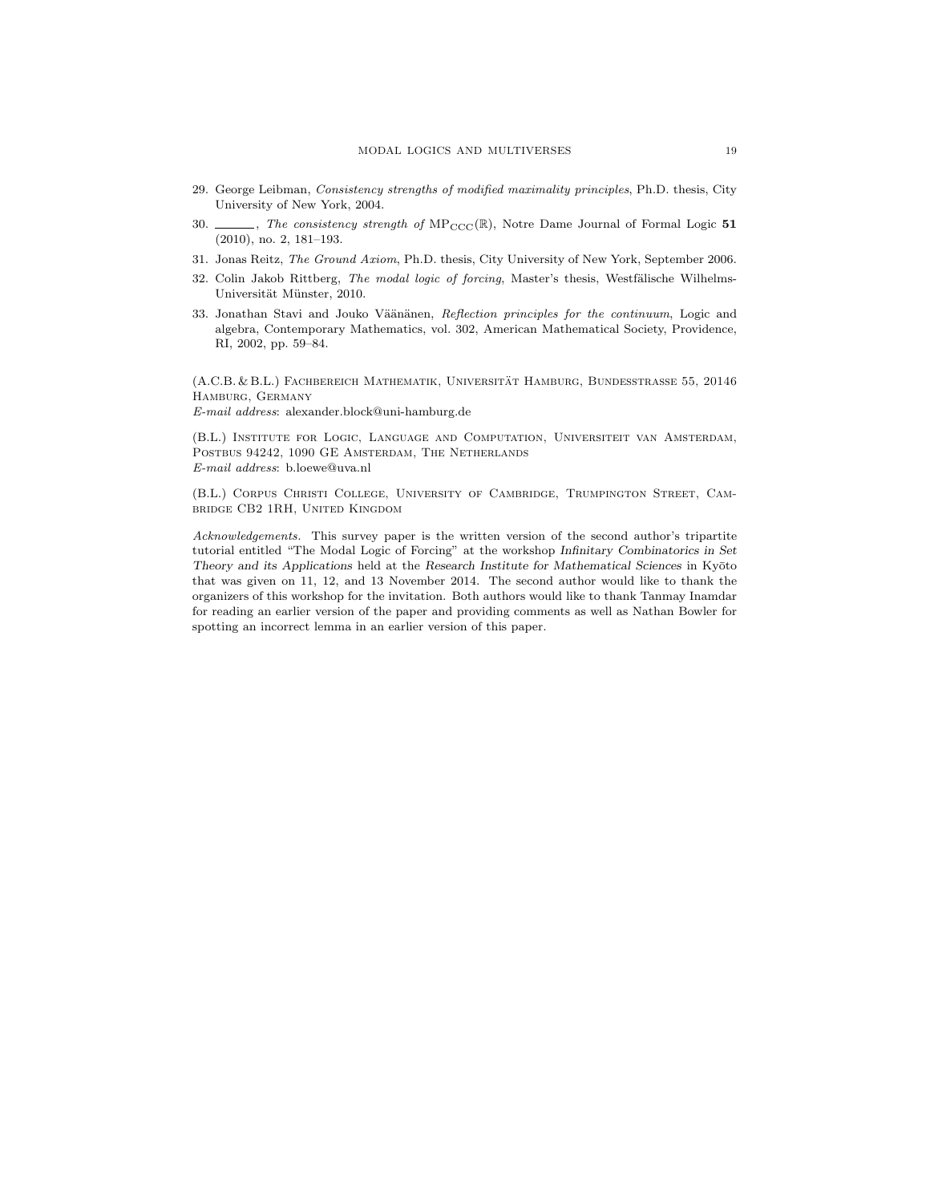29. George Leibman, *Consistency strengths of modified maximality principles*, Ph.D. thesis, City University of New York, 2004.
30. ______, *The consistency strength of* $\mathrm{MP}_{\mathrm{CCC}}(\mathbb{R})$, Notre Dame Journal of Formal Logic **51** (2010), no. 2, 181–193.
31. Jonas Reitz, *The Ground Axiom*, Ph.D. thesis, City University of New York, September 2006.
32. Colin Jakob Rittberg, *The modal logic of forcing*, Master's thesis, Westfälische Wilhelms-Universität Münster, 2010.
33. Jonathan Stavi and Jouko Väänänen, *Reflection principles for the continuum*, Logic and algebra, Contemporary Mathematics, vol. 302, American Mathematical Society, Providence, RI, 2002, pp. 59–84.

(A.C.B. & B.L.) Fachbereich Mathematik, Universität Hamburg, Bundesstrasse 55, 20146 Hamburg, Germany
*E-mail address*: alexander.block@uni-hamburg.de

(B.L.) Institute for Logic, Language and Computation, Universiteit van Amsterdam, Postbus 94242, 1090 GE Amsterdam, The Netherlands
*E-mail address*: b.loewe@uva.nl

(B.L.) Corpus Christi College, University of Cambridge, Trumpington Street, Cambridge CB2 1RH, United Kingdom

*Acknowledgements.* This survey paper is the written version of the second author's tripartite tutorial entitled "The Modal Logic of Forcing" at the workshop *Infinitary Combinatorics in Set Theory and its Applications* held at the *Research Institute for Mathematical Sciences* in Kyōto that was given on 11, 12, and 13 November 2014. The second author would like to thank the organizers of this workshop for the invitation. Both authors would like to thank Tanmay Inamdar for reading an earlier version of the paper and providing comments as well as Nathan Bowler for spotting an incorrect lemma in an earlier version of this paper.